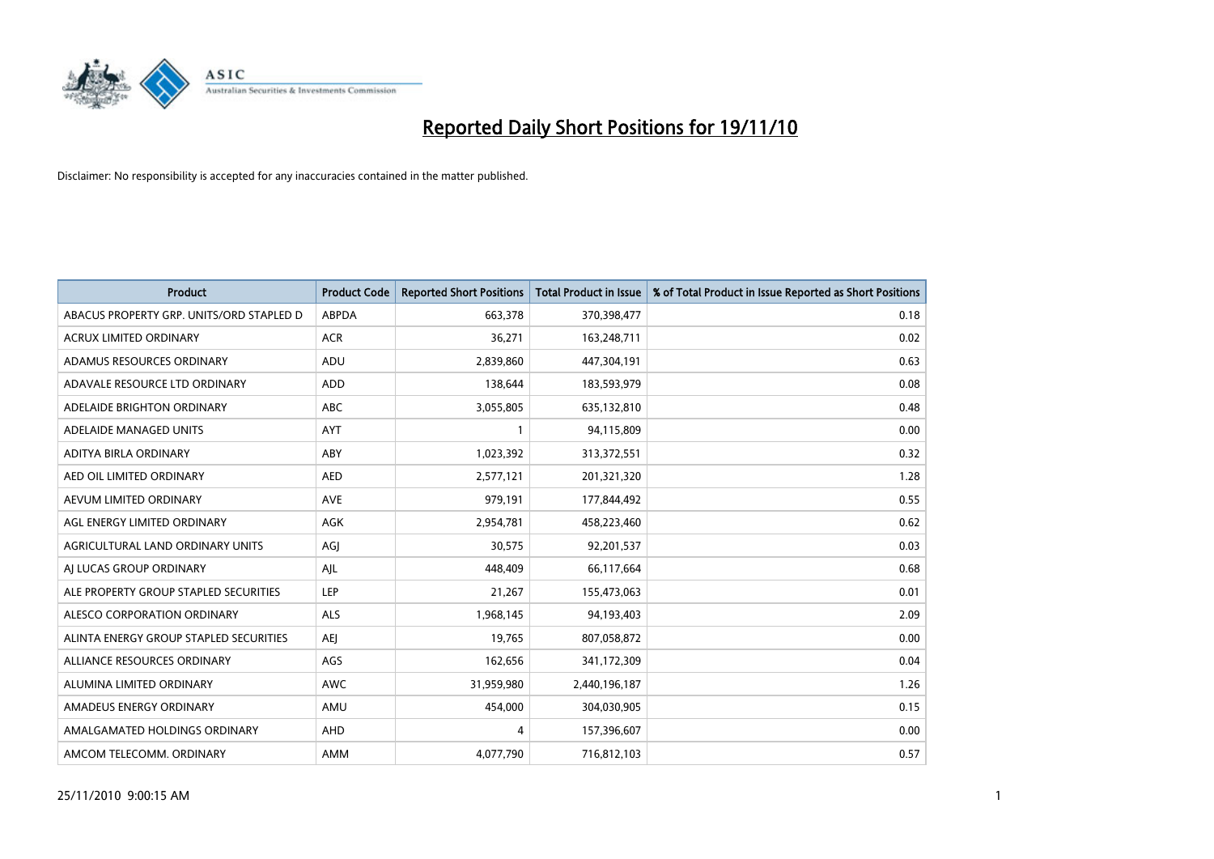# Reported Daily Short Positions for 19/11/10

Disclaimer: No responsibility is accepted for any inaccuracies contained in the matter published.

| Product | Product Code | Reported Short Positions | Total Product in Issue | % of Total Product in Issue Reported as Short Positions |
|---|---|---|---|---|
| ABACUS PROPERTY GRP. UNITS/ORD STAPLED D | ABPDA | 663,378 | 370,398,477 | 0.18 |
| ACRUX LIMITED ORDINARY | ACR | 36,271 | 163,248,711 | 0.02 |
| ADAMUS RESOURCES ORDINARY | ADU | 2,839,860 | 447,304,191 | 0.63 |
| ADAVALE RESOURCE LTD ORDINARY | ADD | 138,644 | 183,593,979 | 0.08 |
| ADELAIDE BRIGHTON ORDINARY | ABC | 3,055,805 | 635,132,810 | 0.48 |
| ADELAIDE MANAGED UNITS | AYT | 1 | 94,115,809 | 0.00 |
| ADITYA BIRLA ORDINARY | ABY | 1,023,392 | 313,372,551 | 0.32 |
| AED OIL LIMITED ORDINARY | AED | 2,577,121 | 201,321,320 | 1.28 |
| AEVUM LIMITED ORDINARY | AVE | 979,191 | 177,844,492 | 0.55 |
| AGL ENERGY LIMITED ORDINARY | AGK | 2,954,781 | 458,223,460 | 0.62 |
| AGRICULTURAL LAND ORDINARY UNITS | AGJ | 30,575 | 92,201,537 | 0.03 |
| AJ LUCAS GROUP ORDINARY | AJL | 448,409 | 66,117,664 | 0.68 |
| ALE PROPERTY GROUP STAPLED SECURITIES | LEP | 21,267 | 155,473,063 | 0.01 |
| ALESCO CORPORATION ORDINARY | ALS | 1,968,145 | 94,193,403 | 2.09 |
| ALINTA ENERGY GROUP STAPLED SECURITIES | AEJ | 19,765 | 807,058,872 | 0.00 |
| ALLIANCE RESOURCES ORDINARY | AGS | 162,656 | 341,172,309 | 0.04 |
| ALUMINA LIMITED ORDINARY | AWC | 31,959,980 | 2,440,196,187 | 1.26 |
| AMADEUS ENERGY ORDINARY | AMU | 454,000 | 304,030,905 | 0.15 |
| AMALGAMATED HOLDINGS ORDINARY | AHD | 4 | 157,396,607 | 0.00 |
| AMCOM TELECOMM. ORDINARY | AMM | 4,077,790 | 716,812,103 | 0.57 |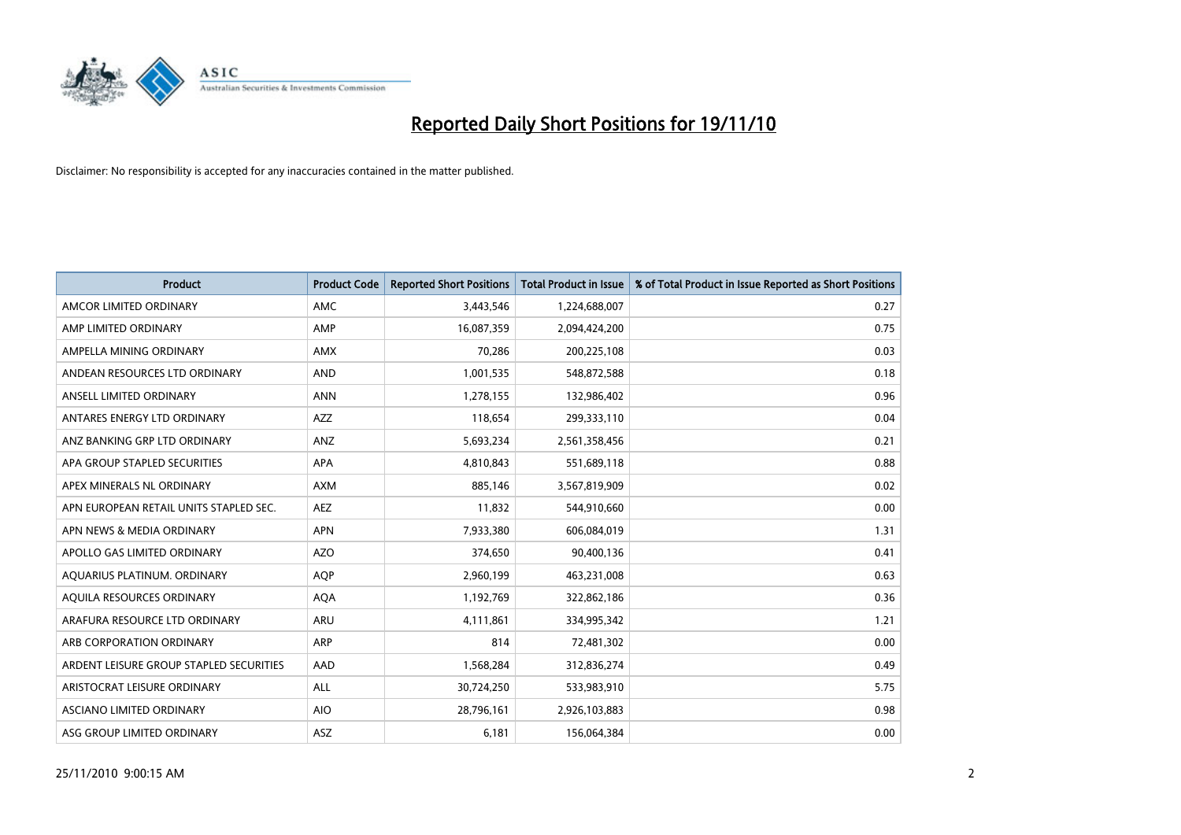# Reported Daily Short Positions for 19/11/10

Disclaimer: No responsibility is accepted for any inaccuracies contained in the matter published.

| Product | Product Code | Reported Short Positions | Total Product in Issue | % of Total Product in Issue Reported as Short Positions |
|---|---|---|---|---|
| AMCOR LIMITED ORDINARY | AMC | 3,443,546 | 1,224,688,007 | 0.27 |
| AMP LIMITED ORDINARY | AMP | 16,087,359 | 2,094,424,200 | 0.75 |
| AMPELLA MINING ORDINARY | AMX | 70,286 | 200,225,108 | 0.03 |
| ANDEAN RESOURCES LTD ORDINARY | AND | 1,001,535 | 548,872,588 | 0.18 |
| ANSELL LIMITED ORDINARY | ANN | 1,278,155 | 132,986,402 | 0.96 |
| ANTARES ENERGY LTD ORDINARY | AZZ | 118,654 | 299,333,110 | 0.04 |
| ANZ BANKING GRP LTD ORDINARY | ANZ | 5,693,234 | 2,561,358,456 | 0.21 |
| APA GROUP STAPLED SECURITIES | APA | 4,810,843 | 551,689,118 | 0.88 |
| APEX MINERALS NL ORDINARY | AXM | 885,146 | 3,567,819,909 | 0.02 |
| APN EUROPEAN RETAIL UNITS STAPLED SEC. | AEZ | 11,832 | 544,910,660 | 0.00 |
| APN NEWS & MEDIA ORDINARY | APN | 7,933,380 | 606,084,019 | 1.31 |
| APOLLO GAS LIMITED ORDINARY | AZO | 374,650 | 90,400,136 | 0.41 |
| AQUARIUS PLATINUM. ORDINARY | AQP | 2,960,199 | 463,231,008 | 0.63 |
| AQUILA RESOURCES ORDINARY | AQA | 1,192,769 | 322,862,186 | 0.36 |
| ARAFURA RESOURCE LTD ORDINARY | ARU | 4,111,861 | 334,995,342 | 1.21 |
| ARB CORPORATION ORDINARY | ARP | 814 | 72,481,302 | 0.00 |
| ARDENT LEISURE GROUP STAPLED SECURITIES | AAD | 1,568,284 | 312,836,274 | 0.49 |
| ARISTOCRAT LEISURE ORDINARY | ALL | 30,724,250 | 533,983,910 | 5.75 |
| ASCIANO LIMITED ORDINARY | AIO | 28,796,161 | 2,926,103,883 | 0.98 |
| ASG GROUP LIMITED ORDINARY | ASZ | 6,181 | 156,064,384 | 0.00 |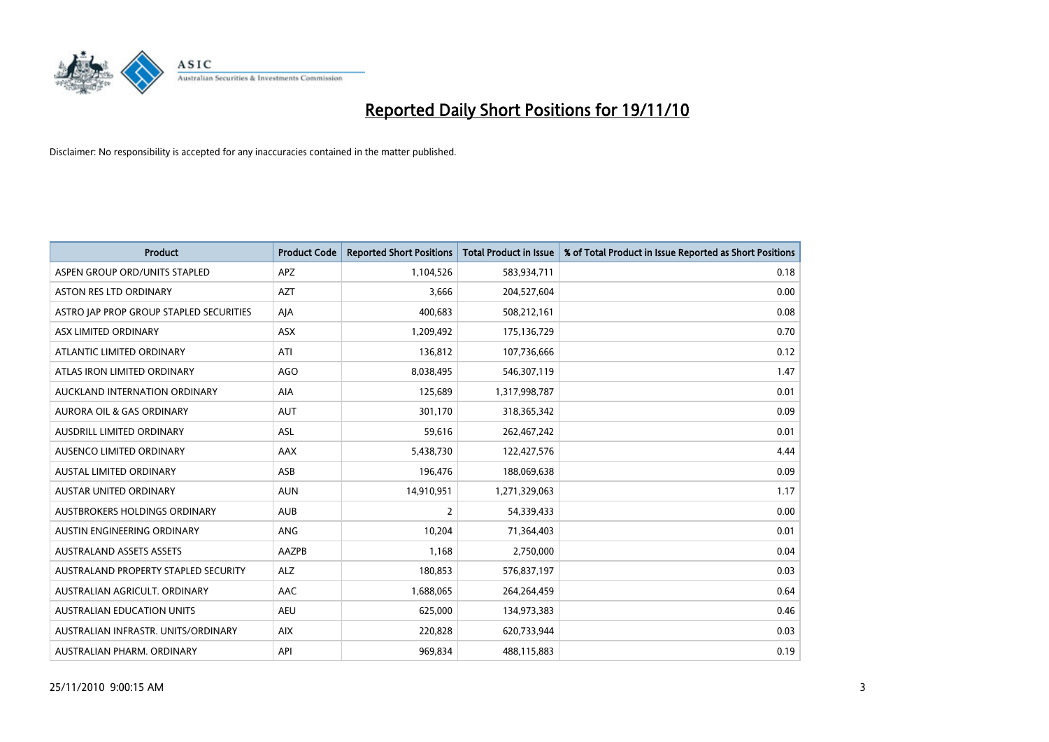# Reported Daily Short Positions for 19/11/10

Disclaimer: No responsibility is accepted for any inaccuracies contained in the matter published.

| Product | Product Code | Reported Short Positions | Total Product in Issue | % of Total Product in Issue Reported as Short Positions |
|---|---|---|---|---|
| ASPEN GROUP ORD/UNITS STAPLED | APZ | 1,104,526 | 583,934,711 | 0.18 |
| ASTON RES LTD ORDINARY | AZT | 3,666 | 204,527,604 | 0.00 |
| ASTRO JAP PROP GROUP STAPLED SECURITIES | AJA | 400,683 | 508,212,161 | 0.08 |
| ASX LIMITED ORDINARY | ASX | 1,209,492 | 175,136,729 | 0.70 |
| ATLANTIC LIMITED ORDINARY | ATI | 136,812 | 107,736,666 | 0.12 |
| ATLAS IRON LIMITED ORDINARY | AGO | 8,038,495 | 546,307,119 | 1.47 |
| AUCKLAND INTERNATION ORDINARY | AIA | 125,689 | 1,317,998,787 | 0.01 |
| AURORA OIL & GAS ORDINARY | AUT | 301,170 | 318,365,342 | 0.09 |
| AUSDRILL LIMITED ORDINARY | ASL | 59,616 | 262,467,242 | 0.01 |
| AUSENCO LIMITED ORDINARY | AAX | 5,438,730 | 122,427,576 | 4.44 |
| AUSTAL LIMITED ORDINARY | ASB | 196,476 | 188,069,638 | 0.09 |
| AUSTAR UNITED ORDINARY | AUN | 14,910,951 | 1,271,329,063 | 1.17 |
| AUSTBROKERS HOLDINGS ORDINARY | AUB | 2 | 54,339,433 | 0.00 |
| AUSTIN ENGINEERING ORDINARY | ANG | 10,204 | 71,364,403 | 0.01 |
| AUSTRALAND ASSETS ASSETS | AAZPB | 1,168 | 2,750,000 | 0.04 |
| AUSTRALAND PROPERTY STAPLED SECURITY | ALZ | 180,853 | 576,837,197 | 0.03 |
| AUSTRALIAN AGRICULT. ORDINARY | AAC | 1,688,065 | 264,264,459 | 0.64 |
| AUSTRALIAN EDUCATION UNITS | AEU | 625,000 | 134,973,383 | 0.46 |
| AUSTRALIAN INFRASTR. UNITS/ORDINARY | AIX | 220,828 | 620,733,944 | 0.03 |
| AUSTRALIAN PHARM. ORDINARY | API | 969,834 | 488,115,883 | 0.19 |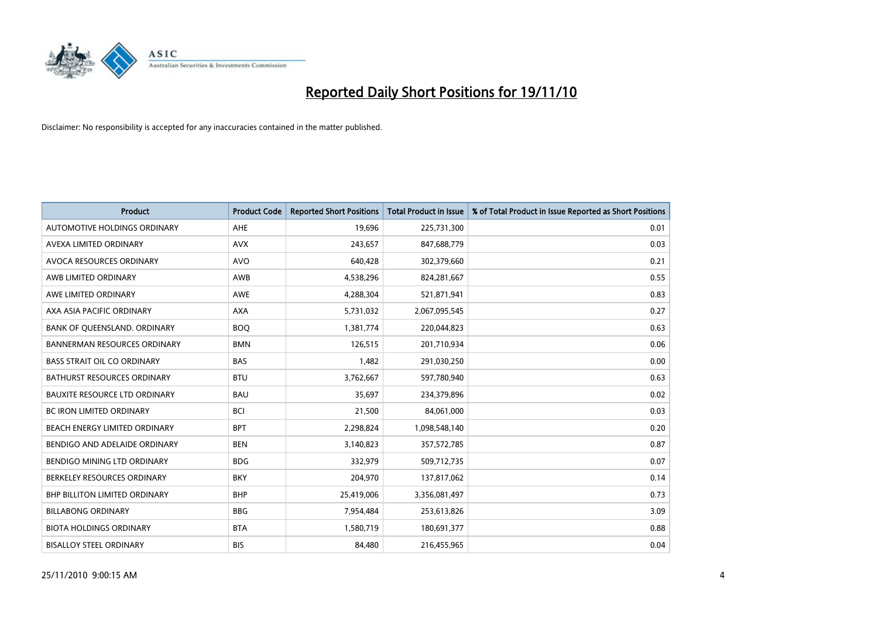# Reported Daily Short Positions for 19/11/10

Disclaimer: No responsibility is accepted for any inaccuracies contained in the matter published.

| Product | Product Code | Reported Short Positions | Total Product in Issue | % of Total Product in Issue Reported as Short Positions |
|---|---|---|---|---|
| AUTOMOTIVE HOLDINGS ORDINARY | AHE | 19,696 | 225,731,300 | 0.01 |
| AVEXA LIMITED ORDINARY | AVX | 243,657 | 847,688,779 | 0.03 |
| AVOCA RESOURCES ORDINARY | AVO | 640,428 | 302,379,660 | 0.21 |
| AWB LIMITED ORDINARY | AWB | 4,538,296 | 824,281,667 | 0.55 |
| AWE LIMITED ORDINARY | AWE | 4,288,304 | 521,871,941 | 0.83 |
| AXA ASIA PACIFIC ORDINARY | AXA | 5,731,032 | 2,067,095,545 | 0.27 |
| BANK OF QUEENSLAND. ORDINARY | BOQ | 1,381,774 | 220,044,823 | 0.63 |
| BANNERMAN RESOURCES ORDINARY | BMN | 126,515 | 201,710,934 | 0.06 |
| BASS STRAIT OIL CO ORDINARY | BAS | 1,482 | 291,030,250 | 0.00 |
| BATHURST RESOURCES ORDINARY | BTU | 3,762,667 | 597,780,940 | 0.63 |
| BAUXITE RESOURCE LTD ORDINARY | BAU | 35,697 | 234,379,896 | 0.02 |
| BC IRON LIMITED ORDINARY | BCI | 21,500 | 84,061,000 | 0.03 |
| BEACH ENERGY LIMITED ORDINARY | BPT | 2,298,824 | 1,098,548,140 | 0.20 |
| BENDIGO AND ADELAIDE ORDINARY | BEN | 3,140,823 | 357,572,785 | 0.87 |
| BENDIGO MINING LTD ORDINARY | BDG | 332,979 | 509,712,735 | 0.07 |
| BERKELEY RESOURCES ORDINARY | BKY | 204,970 | 137,817,062 | 0.14 |
| BHP BILLITON LIMITED ORDINARY | BHP | 25,419,006 | 3,356,081,497 | 0.73 |
| BILLABONG ORDINARY | BBG | 7,954,484 | 253,613,826 | 3.09 |
| BIOTA HOLDINGS ORDINARY | BTA | 1,580,719 | 180,691,377 | 0.88 |
| BISALLOY STEEL ORDINARY | BIS | 84,480 | 216,455,965 | 0.04 |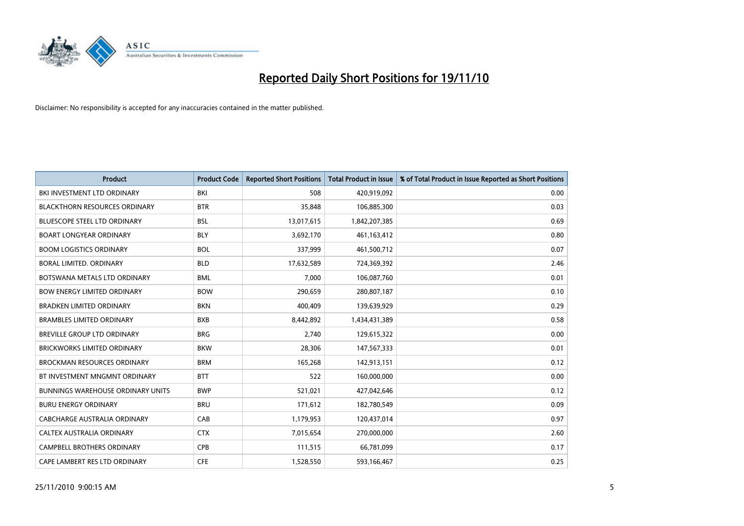# Reported Daily Short Positions for 19/11/10

Disclaimer: No responsibility is accepted for any inaccuracies contained in the matter published.

| Product | Product Code | Reported Short Positions | Total Product in Issue | % of Total Product in Issue Reported as Short Positions |
|---|---|---|---|---|
| BKI INVESTMENT LTD ORDINARY | BKI | 508 | 420,919,092 | 0.00 |
| BLACKTHORN RESOURCES ORDINARY | BTR | 35,848 | 106,885,300 | 0.03 |
| BLUESCOPE STEEL LTD ORDINARY | BSL | 13,017,615 | 1,842,207,385 | 0.69 |
| BOART LONGYEAR ORDINARY | BLY | 3,692,170 | 461,163,412 | 0.80 |
| BOOM LOGISTICS ORDINARY | BOL | 337,999 | 461,500,712 | 0.07 |
| BORAL LIMITED. ORDINARY | BLD | 17,632,589 | 724,369,392 | 2.46 |
| BOTSWANA METALS LTD ORDINARY | BML | 7,000 | 106,087,760 | 0.01 |
| BOW ENERGY LIMITED ORDINARY | BOW | 290,659 | 280,807,187 | 0.10 |
| BRADKEN LIMITED ORDINARY | BKN | 400,409 | 139,639,929 | 0.29 |
| BRAMBLES LIMITED ORDINARY | BXB | 8,442,892 | 1,434,431,389 | 0.58 |
| BREVILLE GROUP LTD ORDINARY | BRG | 2,740 | 129,615,322 | 0.00 |
| BRICKWORKS LIMITED ORDINARY | BKW | 28,306 | 147,567,333 | 0.01 |
| BROCKMAN RESOURCES ORDINARY | BRM | 165,268 | 142,913,151 | 0.12 |
| BT INVESTMENT MNGMNT ORDINARY | BTT | 522 | 160,000,000 | 0.00 |
| BUNNINGS WAREHOUSE ORDINARY UNITS | BWP | 521,021 | 427,042,646 | 0.12 |
| BURU ENERGY ORDINARY | BRU | 171,612 | 182,780,549 | 0.09 |
| CABCHARGE AUSTRALIA ORDINARY | CAB | 1,179,953 | 120,437,014 | 0.97 |
| CALTEX AUSTRALIA ORDINARY | CTX | 7,015,654 | 270,000,000 | 2.60 |
| CAMPBELL BROTHERS ORDINARY | CPB | 111,515 | 66,781,099 | 0.17 |
| CAPE LAMBERT RES LTD ORDINARY | CFE | 1,528,550 | 593,166,467 | 0.25 |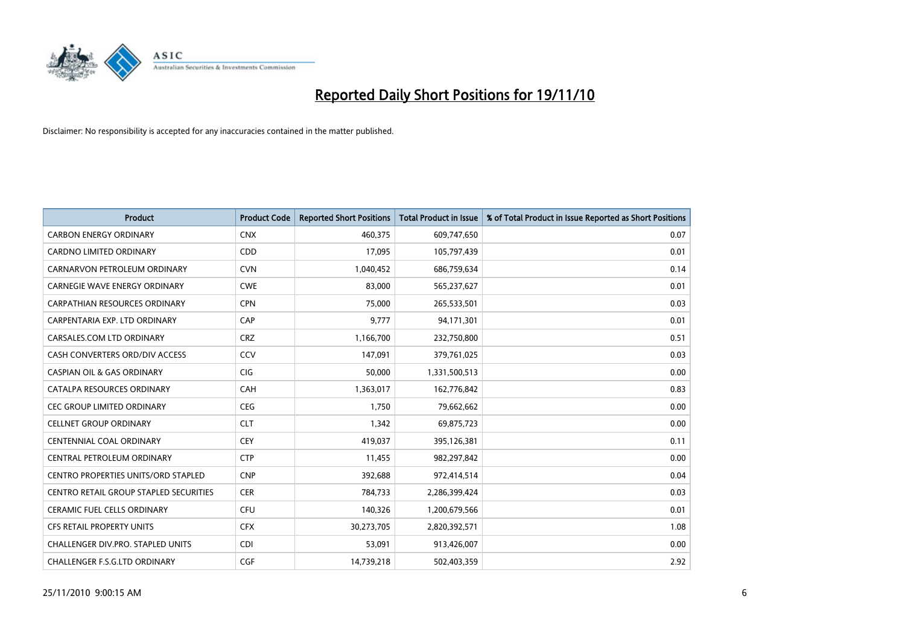# Reported Daily Short Positions for 19/11/10

Disclaimer: No responsibility is accepted for any inaccuracies contained in the matter published.

| Product | Product Code | Reported Short Positions | Total Product in Issue | % of Total Product in Issue Reported as Short Positions |
|---|---|---|---|---|
| CARBON ENERGY ORDINARY | CNX | 460,375 | 609,747,650 | 0.07 |
| CARDNO LIMITED ORDINARY | CDD | 17,095 | 105,797,439 | 0.01 |
| CARNARVON PETROLEUM ORDINARY | CVN | 1,040,452 | 686,759,634 | 0.14 |
| CARNEGIE WAVE ENERGY ORDINARY | CWE | 83,000 | 565,237,627 | 0.01 |
| CARPATHIAN RESOURCES ORDINARY | CPN | 75,000 | 265,533,501 | 0.03 |
| CARPENTARIA EXP. LTD ORDINARY | CAP | 9,777 | 94,171,301 | 0.01 |
| CARSALES.COM LTD ORDINARY | CRZ | 1,166,700 | 232,750,800 | 0.51 |
| CASH CONVERTERS ORD/DIV ACCESS | CCV | 147,091 | 379,761,025 | 0.03 |
| CASPIAN OIL & GAS ORDINARY | CIG | 50,000 | 1,331,500,513 | 0.00 |
| CATALPA RESOURCES ORDINARY | CAH | 1,363,017 | 162,776,842 | 0.83 |
| CEC GROUP LIMITED ORDINARY | CEG | 1,750 | 79,662,662 | 0.00 |
| CELLNET GROUP ORDINARY | CLT | 1,342 | 69,875,723 | 0.00 |
| CENTENNIAL COAL ORDINARY | CEY | 419,037 | 395,126,381 | 0.11 |
| CENTRAL PETROLEUM ORDINARY | CTP | 11,455 | 982,297,842 | 0.00 |
| CENTRO PROPERTIES UNITS/ORD STAPLED | CNP | 392,688 | 972,414,514 | 0.04 |
| CENTRO RETAIL GROUP STAPLED SECURITIES | CER | 784,733 | 2,286,399,424 | 0.03 |
| CERAMIC FUEL CELLS ORDINARY | CFU | 140,326 | 1,200,679,566 | 0.01 |
| CFS RETAIL PROPERTY UNITS | CFX | 30,273,705 | 2,820,392,571 | 1.08 |
| CHALLENGER DIV.PRO. STAPLED UNITS | CDI | 53,091 | 913,426,007 | 0.00 |
| CHALLENGER F.S.G.LTD ORDINARY | CGF | 14,739,218 | 502,403,359 | 2.92 |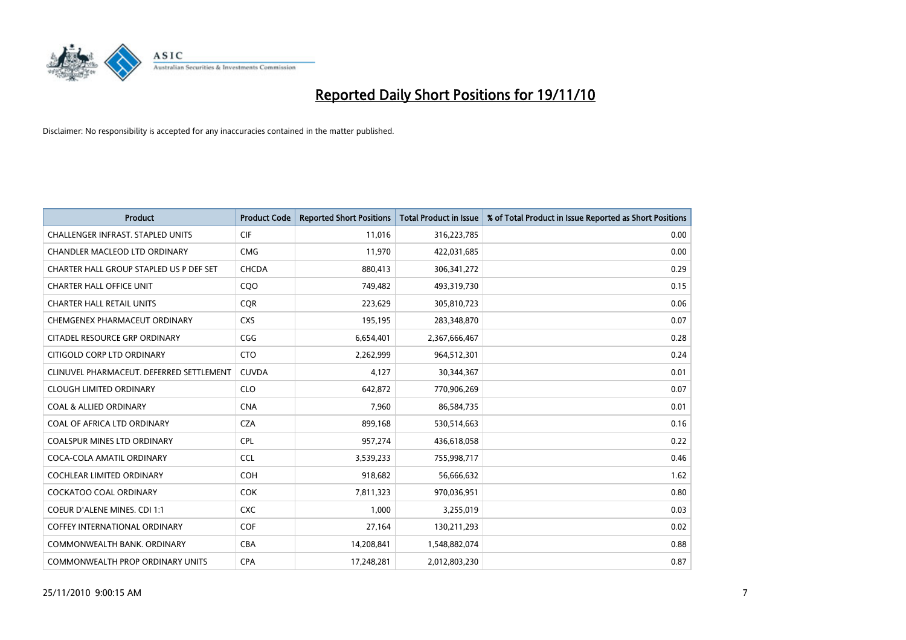# Reported Daily Short Positions for 19/11/10

Disclaimer: No responsibility is accepted for any inaccuracies contained in the matter published.

| Product | Product Code | Reported Short Positions | Total Product in Issue | % of Total Product in Issue Reported as Short Positions |
|---|---|---|---|---|
| CHALLENGER INFRAST. STAPLED UNITS | CIF | 11,016 | 316,223,785 | 0.00 |
| CHANDLER MACLEOD LTD ORDINARY | CMG | 11,970 | 422,031,685 | 0.00 |
| CHARTER HALL GROUP STAPLED US P DEF SET | CHCDA | 880,413 | 306,341,272 | 0.29 |
| CHARTER HALL OFFICE UNIT | CQO | 749,482 | 493,319,730 | 0.15 |
| CHARTER HALL RETAIL UNITS | CQR | 223,629 | 305,810,723 | 0.06 |
| CHEMGENEX PHARMACEUT ORDINARY | CXS | 195,195 | 283,348,870 | 0.07 |
| CITADEL RESOURCE GRP ORDINARY | CGG | 6,654,401 | 2,367,666,467 | 0.28 |
| CITIGOLD CORP LTD ORDINARY | CTO | 2,262,999 | 964,512,301 | 0.24 |
| CLINUVEL PHARMACEUT. DEFERRED SETTLEMENT | CUVDA | 4,127 | 30,344,367 | 0.01 |
| CLOUGH LIMITED ORDINARY | CLO | 642,872 | 770,906,269 | 0.07 |
| COAL & ALLIED ORDINARY | CNA | 7,960 | 86,584,735 | 0.01 |
| COAL OF AFRICA LTD ORDINARY | CZA | 899,168 | 530,514,663 | 0.16 |
| COALSPUR MINES LTD ORDINARY | CPL | 957,274 | 436,618,058 | 0.22 |
| COCA-COLA AMATIL ORDINARY | CCL | 3,539,233 | 755,998,717 | 0.46 |
| COCHLEAR LIMITED ORDINARY | COH | 918,682 | 56,666,632 | 1.62 |
| COCKATOO COAL ORDINARY | COK | 7,811,323 | 970,036,951 | 0.80 |
| COEUR D'ALENE MINES. CDI 1:1 | CXC | 1,000 | 3,255,019 | 0.03 |
| COFFEY INTERNATIONAL ORDINARY | COF | 27,164 | 130,211,293 | 0.02 |
| COMMONWEALTH BANK. ORDINARY | CBA | 14,208,841 | 1,548,882,074 | 0.88 |
| COMMONWEALTH PROP ORDINARY UNITS | CPA | 17,248,281 | 2,012,803,230 | 0.87 |

25/11/2010 9:00:15 AM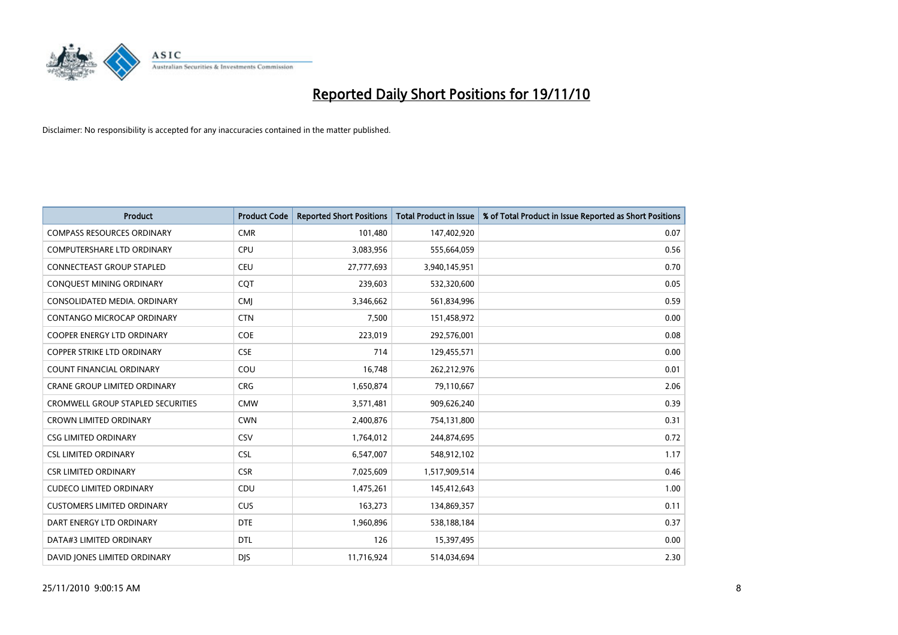# Reported Daily Short Positions for 19/11/10

Disclaimer: No responsibility is accepted for any inaccuracies contained in the matter published.

| Product | Product Code | Reported Short Positions | Total Product in Issue | % of Total Product in Issue Reported as Short Positions |
|---|---|---|---|---|
| COMPASS RESOURCES ORDINARY | CMR | 101,480 | 147,402,920 | 0.07 |
| COMPUTERSHARE LTD ORDINARY | CPU | 3,083,956 | 555,664,059 | 0.56 |
| CONNECTEAST GROUP STAPLED | CEU | 27,777,693 | 3,940,145,951 | 0.70 |
| CONQUEST MINING ORDINARY | CQT | 239,603 | 532,320,600 | 0.05 |
| CONSOLIDATED MEDIA. ORDINARY | CMJ | 3,346,662 | 561,834,996 | 0.59 |
| CONTANGO MICROCAP ORDINARY | CTN | 7,500 | 151,458,972 | 0.00 |
| COOPER ENERGY LTD ORDINARY | COE | 223,019 | 292,576,001 | 0.08 |
| COPPER STRIKE LTD ORDINARY | CSE | 714 | 129,455,571 | 0.00 |
| COUNT FINANCIAL ORDINARY | COU | 16,748 | 262,212,976 | 0.01 |
| CRANE GROUP LIMITED ORDINARY | CRG | 1,650,874 | 79,110,667 | 2.06 |
| CROMWELL GROUP STAPLED SECURITIES | CMW | 3,571,481 | 909,626,240 | 0.39 |
| CROWN LIMITED ORDINARY | CWN | 2,400,876 | 754,131,800 | 0.31 |
| CSG LIMITED ORDINARY | CSV | 1,764,012 | 244,874,695 | 0.72 |
| CSL LIMITED ORDINARY | CSL | 6,547,007 | 548,912,102 | 1.17 |
| CSR LIMITED ORDINARY | CSR | 7,025,609 | 1,517,909,514 | 0.46 |
| CUDECO LIMITED ORDINARY | CDU | 1,475,261 | 145,412,643 | 1.00 |
| CUSTOMERS LIMITED ORDINARY | CUS | 163,273 | 134,869,357 | 0.11 |
| DART ENERGY LTD ORDINARY | DTE | 1,960,896 | 538,188,184 | 0.37 |
| DATA#3 LIMITED ORDINARY | DTL | 126 | 15,397,495 | 0.00 |
| DAVID JONES LIMITED ORDINARY | DJS | 11,716,924 | 514,034,694 | 2.30 |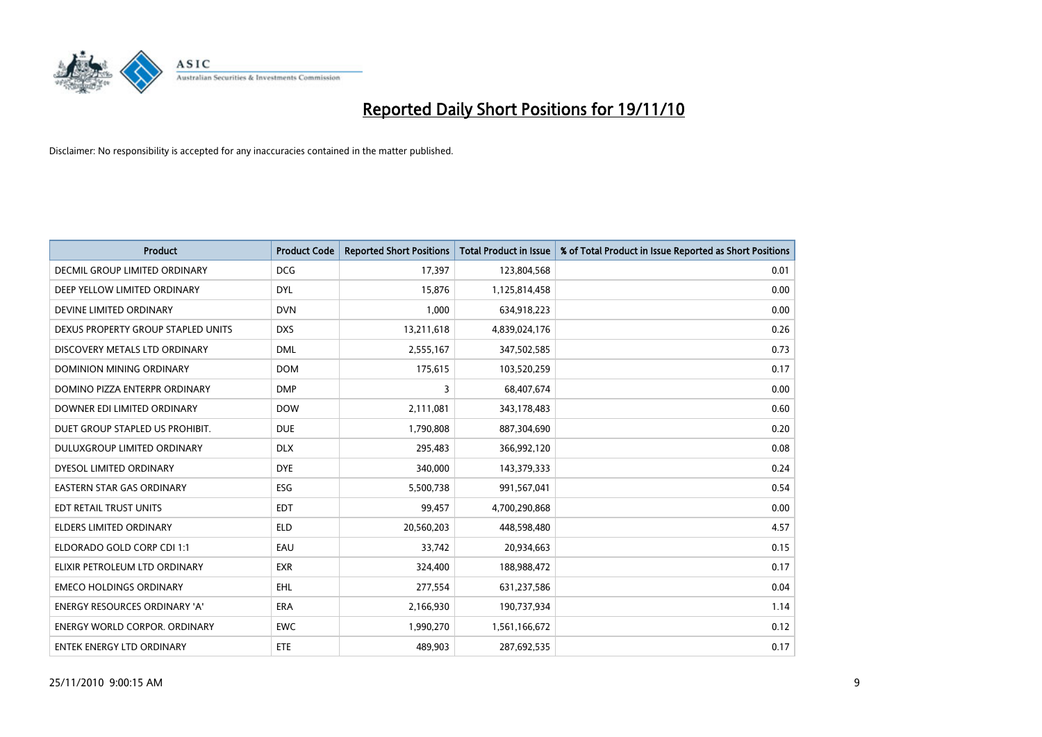# Reported Daily Short Positions for 19/11/10

Disclaimer: No responsibility is accepted for any inaccuracies contained in the matter published.

| Product | Product Code | Reported Short Positions | Total Product in Issue | % of Total Product in Issue Reported as Short Positions |
|---|---|---|---|---|
| DECMIL GROUP LIMITED ORDINARY | DCG | 17,397 | 123,804,568 | 0.01 |
| DEEP YELLOW LIMITED ORDINARY | DYL | 15,876 | 1,125,814,458 | 0.00 |
| DEVINE LIMITED ORDINARY | DVN | 1,000 | 634,918,223 | 0.00 |
| DEXUS PROPERTY GROUP STAPLED UNITS | DXS | 13,211,618 | 4,839,024,176 | 0.26 |
| DISCOVERY METALS LTD ORDINARY | DML | 2,555,167 | 347,502,585 | 0.73 |
| DOMINION MINING ORDINARY | DOM | 175,615 | 103,520,259 | 0.17 |
| DOMINO PIZZA ENTERPR ORDINARY | DMP | 3 | 68,407,674 | 0.00 |
| DOWNER EDI LIMITED ORDINARY | DOW | 2,111,081 | 343,178,483 | 0.60 |
| DUET GROUP STAPLED US PROHIBIT. | DUE | 1,790,808 | 887,304,690 | 0.20 |
| DULUXGROUP LIMITED ORDINARY | DLX | 295,483 | 366,992,120 | 0.08 |
| DYESOL LIMITED ORDINARY | DYE | 340,000 | 143,379,333 | 0.24 |
| EASTERN STAR GAS ORDINARY | ESG | 5,500,738 | 991,567,041 | 0.54 |
| EDT RETAIL TRUST UNITS | EDT | 99,457 | 4,700,290,868 | 0.00 |
| ELDERS LIMITED ORDINARY | ELD | 20,560,203 | 448,598,480 | 4.57 |
| ELDORADO GOLD CORP CDI 1:1 | EAU | 33,742 | 20,934,663 | 0.15 |
| ELIXIR PETROLEUM LTD ORDINARY | EXR | 324,400 | 188,988,472 | 0.17 |
| EMECO HOLDINGS ORDINARY | EHL | 277,554 | 631,237,586 | 0.04 |
| ENERGY RESOURCES ORDINARY 'A' | ERA | 2,166,930 | 190,737,934 | 1.14 |
| ENERGY WORLD CORPOR. ORDINARY | EWC | 1,990,270 | 1,561,166,672 | 0.12 |
| ENTEK ENERGY LTD ORDINARY | ETE | 489,903 | 287,692,535 | 0.17 |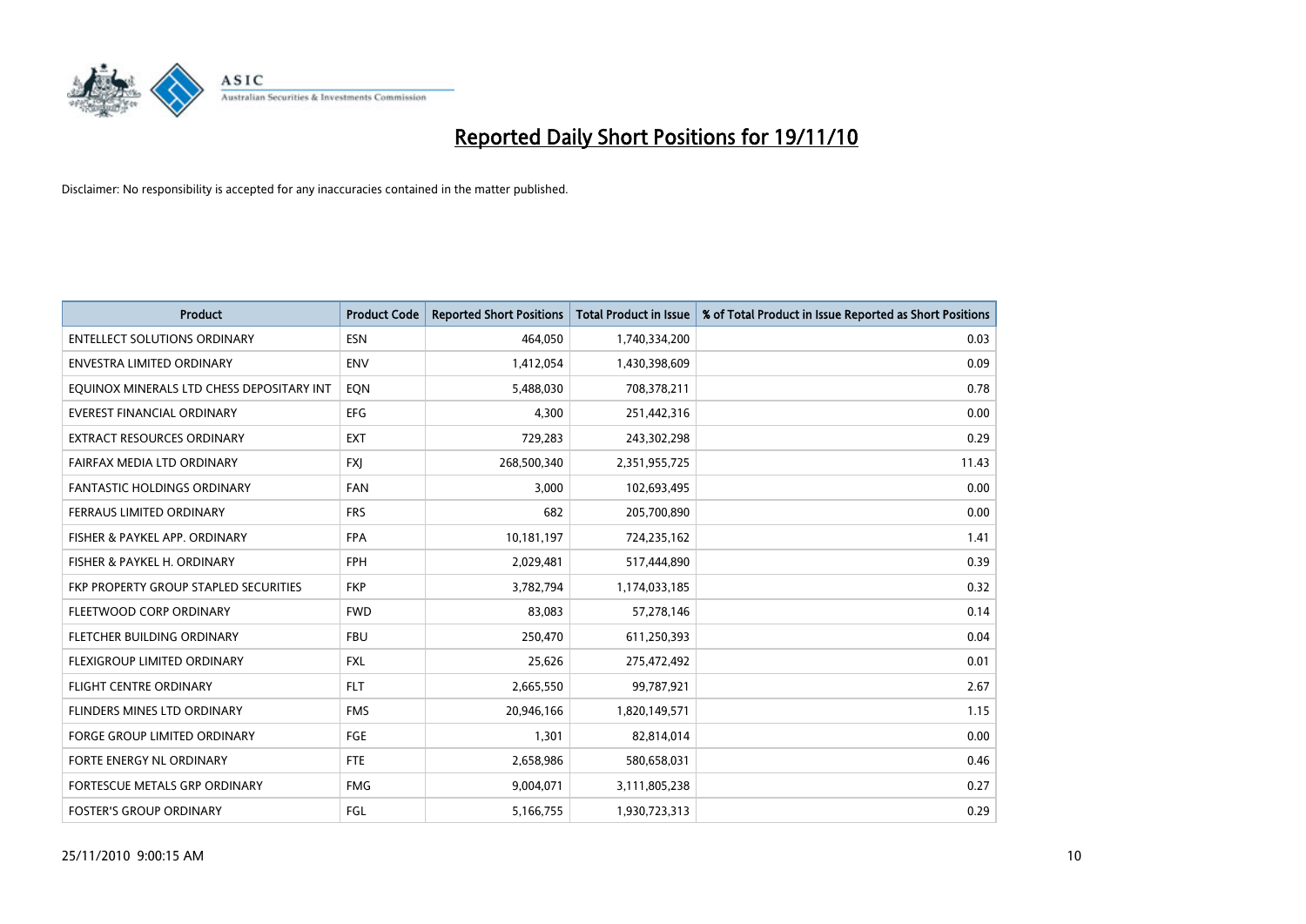# Reported Daily Short Positions for 19/11/10

Disclaimer: No responsibility is accepted for any inaccuracies contained in the matter published.

| Product | Product Code | Reported Short Positions | Total Product in Issue | % of Total Product in Issue Reported as Short Positions |
|---|---|---|---|---|
| ENTELLECT SOLUTIONS ORDINARY | ESN | 464,050 | 1,740,334,200 | 0.03 |
| ENVESTRA LIMITED ORDINARY | ENV | 1,412,054 | 1,430,398,609 | 0.09 |
| EQUINOX MINERALS LTD CHESS DEPOSITARY INT | EQN | 5,488,030 | 708,378,211 | 0.78 |
| EVEREST FINANCIAL ORDINARY | EFG | 4,300 | 251,442,316 | 0.00 |
| EXTRACT RESOURCES ORDINARY | EXT | 729,283 | 243,302,298 | 0.29 |
| FAIRFAX MEDIA LTD ORDINARY | FXJ | 268,500,340 | 2,351,955,725 | 11.43 |
| FANTASTIC HOLDINGS ORDINARY | FAN | 3,000 | 102,693,495 | 0.00 |
| FERRAUS LIMITED ORDINARY | FRS | 682 | 205,700,890 | 0.00 |
| FISHER & PAYKEL APP. ORDINARY | FPA | 10,181,197 | 724,235,162 | 1.41 |
| FISHER & PAYKEL H. ORDINARY | FPH | 2,029,481 | 517,444,890 | 0.39 |
| FKP PROPERTY GROUP STAPLED SECURITIES | FKP | 3,782,794 | 1,174,033,185 | 0.32 |
| FLEETWOOD CORP ORDINARY | FWD | 83,083 | 57,278,146 | 0.14 |
| FLETCHER BUILDING ORDINARY | FBU | 250,470 | 611,250,393 | 0.04 |
| FLEXIGROUP LIMITED ORDINARY | FXL | 25,626 | 275,472,492 | 0.01 |
| FLIGHT CENTRE ORDINARY | FLT | 2,665,550 | 99,787,921 | 2.67 |
| FLINDERS MINES LTD ORDINARY | FMS | 20,946,166 | 1,820,149,571 | 1.15 |
| FORGE GROUP LIMITED ORDINARY | FGE | 1,301 | 82,814,014 | 0.00 |
| FORTE ENERGY NL ORDINARY | FTE | 2,658,986 | 580,658,031 | 0.46 |
| FORTESCUE METALS GRP ORDINARY | FMG | 9,004,071 | 3,111,805,238 | 0.27 |
| FOSTER'S GROUP ORDINARY | FGL | 5,166,755 | 1,930,723,313 | 0.29 |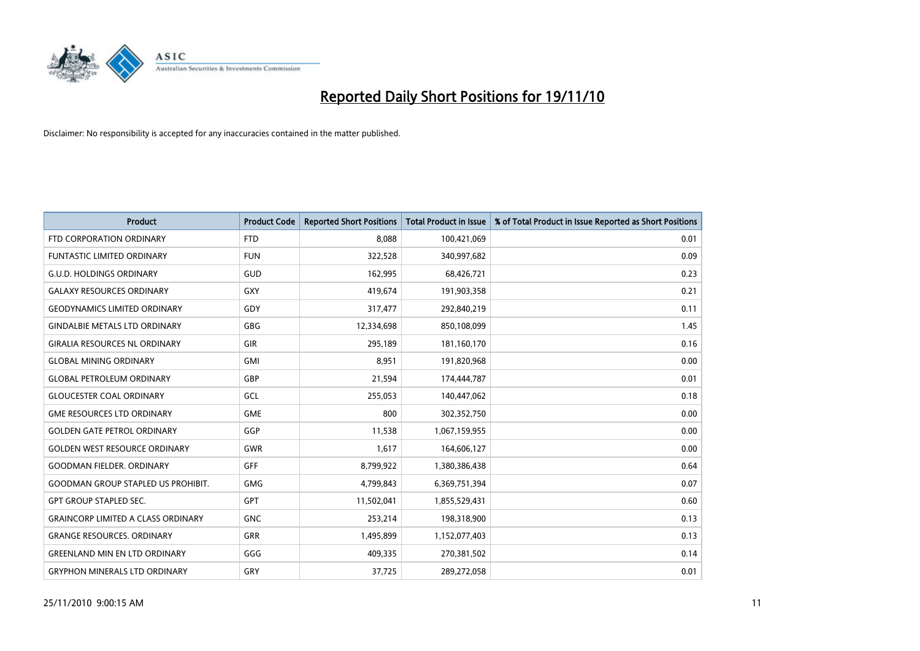# Reported Daily Short Positions for 19/11/10

Disclaimer: No responsibility is accepted for any inaccuracies contained in the matter published.

| Product | Product Code | Reported Short Positions | Total Product in Issue | % of Total Product in Issue Reported as Short Positions |
|---|---|---|---|---|
| FTD CORPORATION ORDINARY | FTD | 8,088 | 100,421,069 | 0.01 |
| FUNTASTIC LIMITED ORDINARY | FUN | 322,528 | 340,997,682 | 0.09 |
| G.U.D. HOLDINGS ORDINARY | GUD | 162,995 | 68,426,721 | 0.23 |
| GALAXY RESOURCES ORDINARY | GXY | 419,674 | 191,903,358 | 0.21 |
| GEODYNAMICS LIMITED ORDINARY | GDY | 317,477 | 292,840,219 | 0.11 |
| GINDALBIE METALS LTD ORDINARY | GBG | 12,334,698 | 850,108,099 | 1.45 |
| GIRALIA RESOURCES NL ORDINARY | GIR | 295,189 | 181,160,170 | 0.16 |
| GLOBAL MINING ORDINARY | GMI | 8,951 | 191,820,968 | 0.00 |
| GLOBAL PETROLEUM ORDINARY | GBP | 21,594 | 174,444,787 | 0.01 |
| GLOUCESTER COAL ORDINARY | GCL | 255,053 | 140,447,062 | 0.18 |
| GME RESOURCES LTD ORDINARY | GME | 800 | 302,352,750 | 0.00 |
| GOLDEN GATE PETROL ORDINARY | GGP | 11,538 | 1,067,159,955 | 0.00 |
| GOLDEN WEST RESOURCE ORDINARY | GWR | 1,617 | 164,606,127 | 0.00 |
| GOODMAN FIELDER. ORDINARY | GFF | 8,799,922 | 1,380,386,438 | 0.64 |
| GOODMAN GROUP STAPLED US PROHIBIT. | GMG | 4,799,843 | 6,369,751,394 | 0.07 |
| GPT GROUP STAPLED SEC. | GPT | 11,502,041 | 1,855,529,431 | 0.60 |
| GRAINCORP LIMITED A CLASS ORDINARY | GNC | 253,214 | 198,318,900 | 0.13 |
| GRANGE RESOURCES. ORDINARY | GRR | 1,495,899 | 1,152,077,403 | 0.13 |
| GREENLAND MIN EN LTD ORDINARY | GGG | 409,335 | 270,381,502 | 0.14 |
| GRYPHON MINERALS LTD ORDINARY | GRY | 37,725 | 289,272,058 | 0.01 |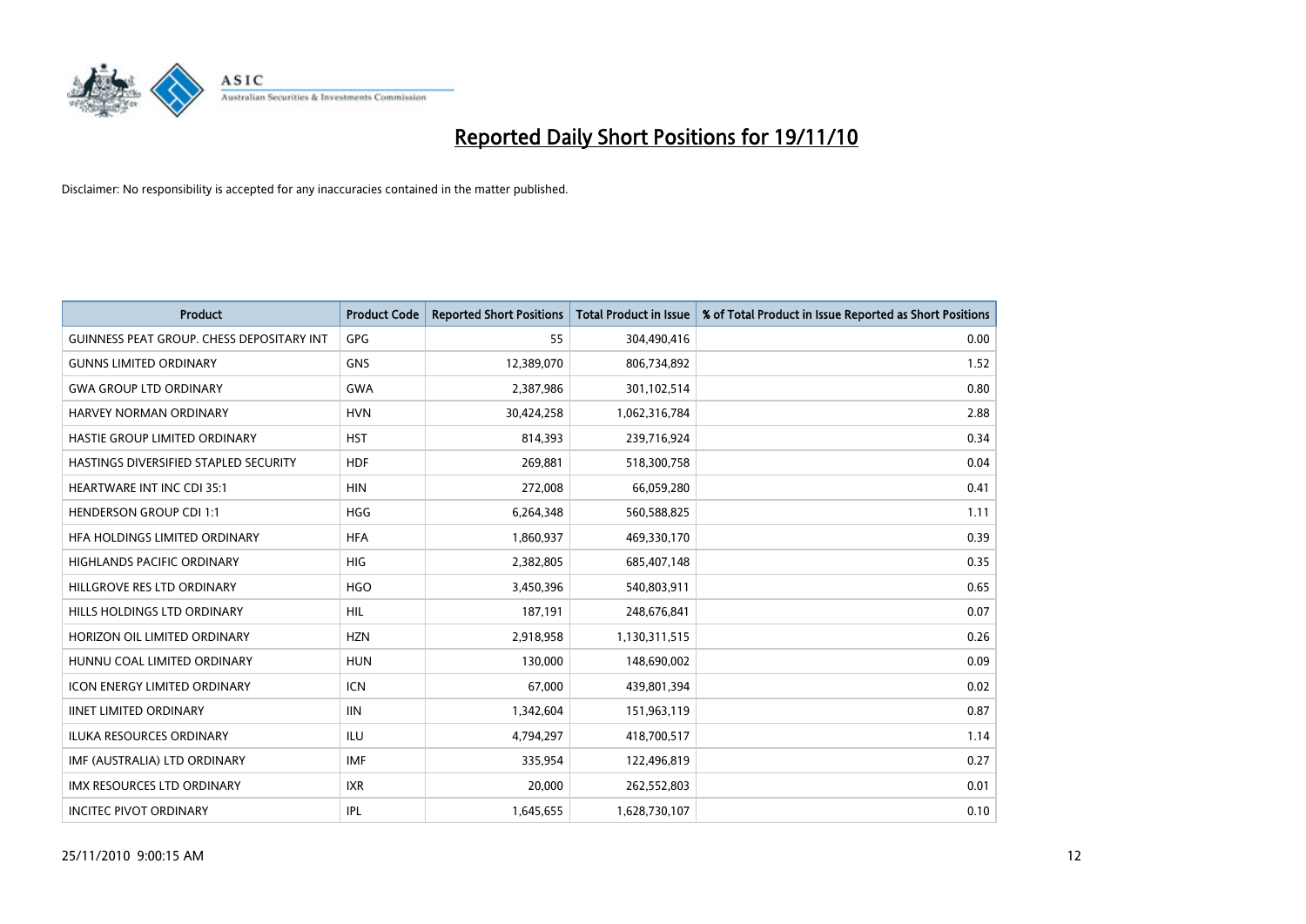# Reported Daily Short Positions for 19/11/10

Disclaimer: No responsibility is accepted for any inaccuracies contained in the matter published.

| Product | Product Code | Reported Short Positions | Total Product in Issue | % of Total Product in Issue Reported as Short Positions |
|---|---|---|---|---|
| GUINNESS PEAT GROUP. CHESS DEPOSITARY INT | GPG | 55 | 304,490,416 | 0.00 |
| GUNNS LIMITED ORDINARY | GNS | 12,389,070 | 806,734,892 | 1.52 |
| GWA GROUP LTD ORDINARY | GWA | 2,387,986 | 301,102,514 | 0.80 |
| HARVEY NORMAN ORDINARY | HVN | 30,424,258 | 1,062,316,784 | 2.88 |
| HASTIE GROUP LIMITED ORDINARY | HST | 814,393 | 239,716,924 | 0.34 |
| HASTINGS DIVERSIFIED STAPLED SECURITY | HDF | 269,881 | 518,300,758 | 0.04 |
| HEARTWARE INT INC CDI 35:1 | HIN | 272,008 | 66,059,280 | 0.41 |
| HENDERSON GROUP CDI 1:1 | HGG | 6,264,348 | 560,588,825 | 1.11 |
| HFA HOLDINGS LIMITED ORDINARY | HFA | 1,860,937 | 469,330,170 | 0.39 |
| HIGHLANDS PACIFIC ORDINARY | HIG | 2,382,805 | 685,407,148 | 0.35 |
| HILLGROVE RES LTD ORDINARY | HGO | 3,450,396 | 540,803,911 | 0.65 |
| HILLS HOLDINGS LTD ORDINARY | HIL | 187,191 | 248,676,841 | 0.07 |
| HORIZON OIL LIMITED ORDINARY | HZN | 2,918,958 | 1,130,311,515 | 0.26 |
| HUNNU COAL LIMITED ORDINARY | HUN | 130,000 | 148,690,002 | 0.09 |
| ICON ENERGY LIMITED ORDINARY | ICN | 67,000 | 439,801,394 | 0.02 |
| IINET LIMITED ORDINARY | IIN | 1,342,604 | 151,963,119 | 0.87 |
| ILUKA RESOURCES ORDINARY | ILU | 4,794,297 | 418,700,517 | 1.14 |
| IMF (AUSTRALIA) LTD ORDINARY | IMF | 335,954 | 122,496,819 | 0.27 |
| IMX RESOURCES LTD ORDINARY | IXR | 20,000 | 262,552,803 | 0.01 |
| INCITEC PIVOT ORDINARY | IPL | 1,645,655 | 1,628,730,107 | 0.10 |

25/11/2010 9:00:15 AM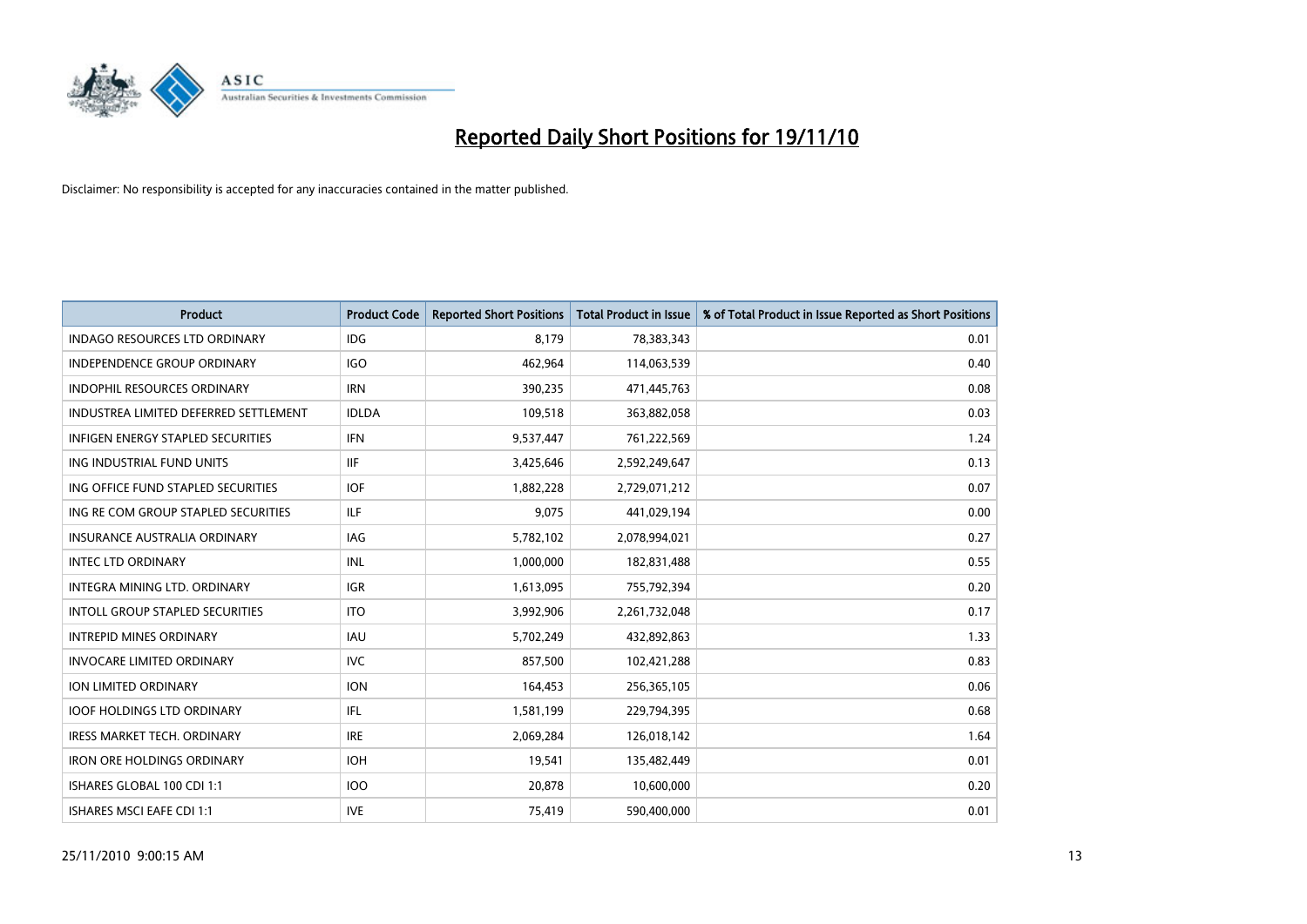# Reported Daily Short Positions for 19/11/10

Disclaimer: No responsibility is accepted for any inaccuracies contained in the matter published.

| Product | Product Code | Reported Short Positions | Total Product in Issue | % of Total Product in Issue Reported as Short Positions |
|---|---|---|---|---|
| INDAGO RESOURCES LTD ORDINARY | IDG | 8,179 | 78,383,343 | 0.01 |
| INDEPENDENCE GROUP ORDINARY | IGO | 462,964 | 114,063,539 | 0.40 |
| INDOPHIL RESOURCES ORDINARY | IRN | 390,235 | 471,445,763 | 0.08 |
| INDUSTREA LIMITED DEFERRED SETTLEMENT | IDLDA | 109,518 | 363,882,058 | 0.03 |
| INFIGEN ENERGY STAPLED SECURITIES | IFN | 9,537,447 | 761,222,569 | 1.24 |
| ING INDUSTRIAL FUND UNITS | IIF | 3,425,646 | 2,592,249,647 | 0.13 |
| ING OFFICE FUND STAPLED SECURITIES | IOF | 1,882,228 | 2,729,071,212 | 0.07 |
| ING RE COM GROUP STAPLED SECURITIES | ILF | 9,075 | 441,029,194 | 0.00 |
| INSURANCE AUSTRALIA ORDINARY | IAG | 5,782,102 | 2,078,994,021 | 0.27 |
| INTEC LTD ORDINARY | INL | 1,000,000 | 182,831,488 | 0.55 |
| INTEGRA MINING LTD. ORDINARY | IGR | 1,613,095 | 755,792,394 | 0.20 |
| INTOLL GROUP STAPLED SECURITIES | ITO | 3,992,906 | 2,261,732,048 | 0.17 |
| INTREPID MINES ORDINARY | IAU | 5,702,249 | 432,892,863 | 1.33 |
| INVOCARE LIMITED ORDINARY | IVC | 857,500 | 102,421,288 | 0.83 |
| ION LIMITED ORDINARY | ION | 164,453 | 256,365,105 | 0.06 |
| IOOF HOLDINGS LTD ORDINARY | IFL | 1,581,199 | 229,794,395 | 0.68 |
| IRESS MARKET TECH. ORDINARY | IRE | 2,069,284 | 126,018,142 | 1.64 |
| IRON ORE HOLDINGS ORDINARY | IOH | 19,541 | 135,482,449 | 0.01 |
| ISHARES GLOBAL 100 CDI 1:1 | IOO | 20,878 | 10,600,000 | 0.20 |
| ISHARES MSCI EAFE CDI 1:1 | IVE | 75,419 | 590,400,000 | 0.01 |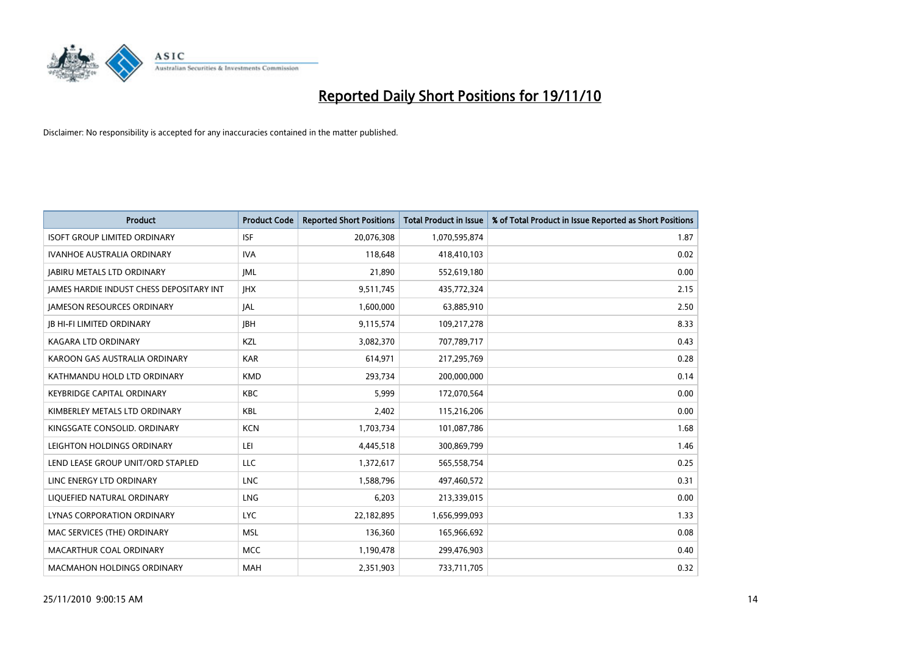# Reported Daily Short Positions for 19/11/10

Disclaimer: No responsibility is accepted for any inaccuracies contained in the matter published.

| Product | Product Code | Reported Short Positions | Total Product in Issue | % of Total Product in Issue Reported as Short Positions |
|---|---|---|---|---|
| ISOFT GROUP LIMITED ORDINARY | ISF | 20,076,308 | 1,070,595,874 | 1.87 |
| IVANHOE AUSTRALIA ORDINARY | IVA | 118,648 | 418,410,103 | 0.02 |
| JABIRU METALS LTD ORDINARY | JML | 21,890 | 552,619,180 | 0.00 |
| JAMES HARDIE INDUST CHESS DEPOSITARY INT | JHX | 9,511,745 | 435,772,324 | 2.15 |
| JAMESON RESOURCES ORDINARY | JAL | 1,600,000 | 63,885,910 | 2.50 |
| JB HI-FI LIMITED ORDINARY | JBH | 9,115,574 | 109,217,278 | 8.33 |
| KAGARA LTD ORDINARY | KZL | 3,082,370 | 707,789,717 | 0.43 |
| KAROON GAS AUSTRALIA ORDINARY | KAR | 614,971 | 217,295,769 | 0.28 |
| KATHMANDU HOLD LTD ORDINARY | KMD | 293,734 | 200,000,000 | 0.14 |
| KEYBRIDGE CAPITAL ORDINARY | KBC | 5,999 | 172,070,564 | 0.00 |
| KIMBERLEY METALS LTD ORDINARY | KBL | 2,402 | 115,216,206 | 0.00 |
| KINGSGATE CONSOLID. ORDINARY | KCN | 1,703,734 | 101,087,786 | 1.68 |
| LEIGHTON HOLDINGS ORDINARY | LEI | 4,445,518 | 300,869,799 | 1.46 |
| LEND LEASE GROUP UNIT/ORD STAPLED | LLC | 1,372,617 | 565,558,754 | 0.25 |
| LINC ENERGY LTD ORDINARY | LNC | 1,588,796 | 497,460,572 | 0.31 |
| LIQUEFIED NATURAL ORDINARY | LNG | 6,203 | 213,339,015 | 0.00 |
| LYNAS CORPORATION ORDINARY | LYC | 22,182,895 | 1,656,999,093 | 1.33 |
| MAC SERVICES (THE) ORDINARY | MSL | 136,360 | 165,966,692 | 0.08 |
| MACARTHUR COAL ORDINARY | MCC | 1,190,478 | 299,476,903 | 0.40 |
| MACMAHON HOLDINGS ORDINARY | MAH | 2,351,903 | 733,711,705 | 0.32 |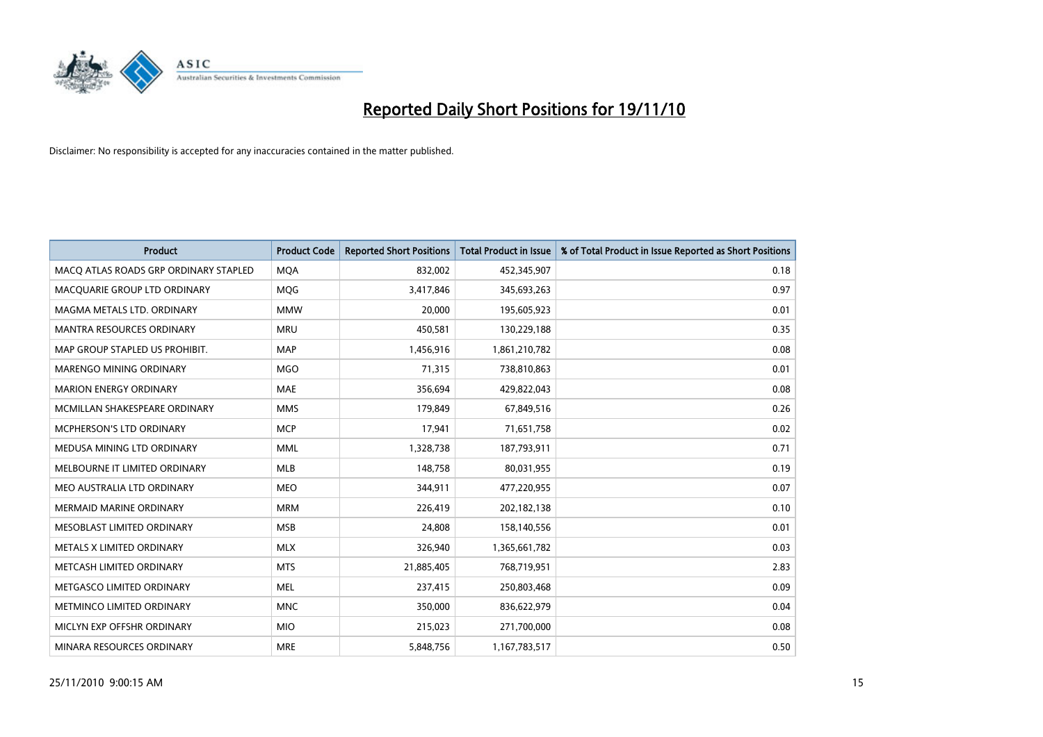# Reported Daily Short Positions for 19/11/10

Disclaimer: No responsibility is accepted for any inaccuracies contained in the matter published.

| Product | Product Code | Reported Short Positions | Total Product in Issue | % of Total Product in Issue Reported as Short Positions |
|---|---|---|---|---|
| MACQ ATLAS ROADS GRP ORDINARY STAPLED | MQA | 832,002 | 452,345,907 | 0.18 |
| MACQUARIE GROUP LTD ORDINARY | MQG | 3,417,846 | 345,693,263 | 0.97 |
| MAGMA METALS LTD. ORDINARY | MMW | 20,000 | 195,605,923 | 0.01 |
| MANTRA RESOURCES ORDINARY | MRU | 450,581 | 130,229,188 | 0.35 |
| MAP GROUP STAPLED US PROHIBIT. | MAP | 1,456,916 | 1,861,210,782 | 0.08 |
| MARENGO MINING ORDINARY | MGO | 71,315 | 738,810,863 | 0.01 |
| MARION ENERGY ORDINARY | MAE | 356,694 | 429,822,043 | 0.08 |
| MCMILLAN SHAKESPEARE ORDINARY | MMS | 179,849 | 67,849,516 | 0.26 |
| MCPHERSON'S LTD ORDINARY | MCP | 17,941 | 71,651,758 | 0.02 |
| MEDUSA MINING LTD ORDINARY | MML | 1,328,738 | 187,793,911 | 0.71 |
| MELBOURNE IT LIMITED ORDINARY | MLB | 148,758 | 80,031,955 | 0.19 |
| MEO AUSTRALIA LTD ORDINARY | MEO | 344,911 | 477,220,955 | 0.07 |
| MERMAID MARINE ORDINARY | MRM | 226,419 | 202,182,138 | 0.10 |
| MESOBLAST LIMITED ORDINARY | MSB | 24,808 | 158,140,556 | 0.01 |
| METALS X LIMITED ORDINARY | MLX | 326,940 | 1,365,661,782 | 0.03 |
| METCASH LIMITED ORDINARY | MTS | 21,885,405 | 768,719,951 | 2.83 |
| METGASCO LIMITED ORDINARY | MEL | 237,415 | 250,803,468 | 0.09 |
| METMINCO LIMITED ORDINARY | MNC | 350,000 | 836,622,979 | 0.04 |
| MICLYN EXP OFFSHR ORDINARY | MIO | 215,023 | 271,700,000 | 0.08 |
| MINARA RESOURCES ORDINARY | MRE | 5,848,756 | 1,167,783,517 | 0.50 |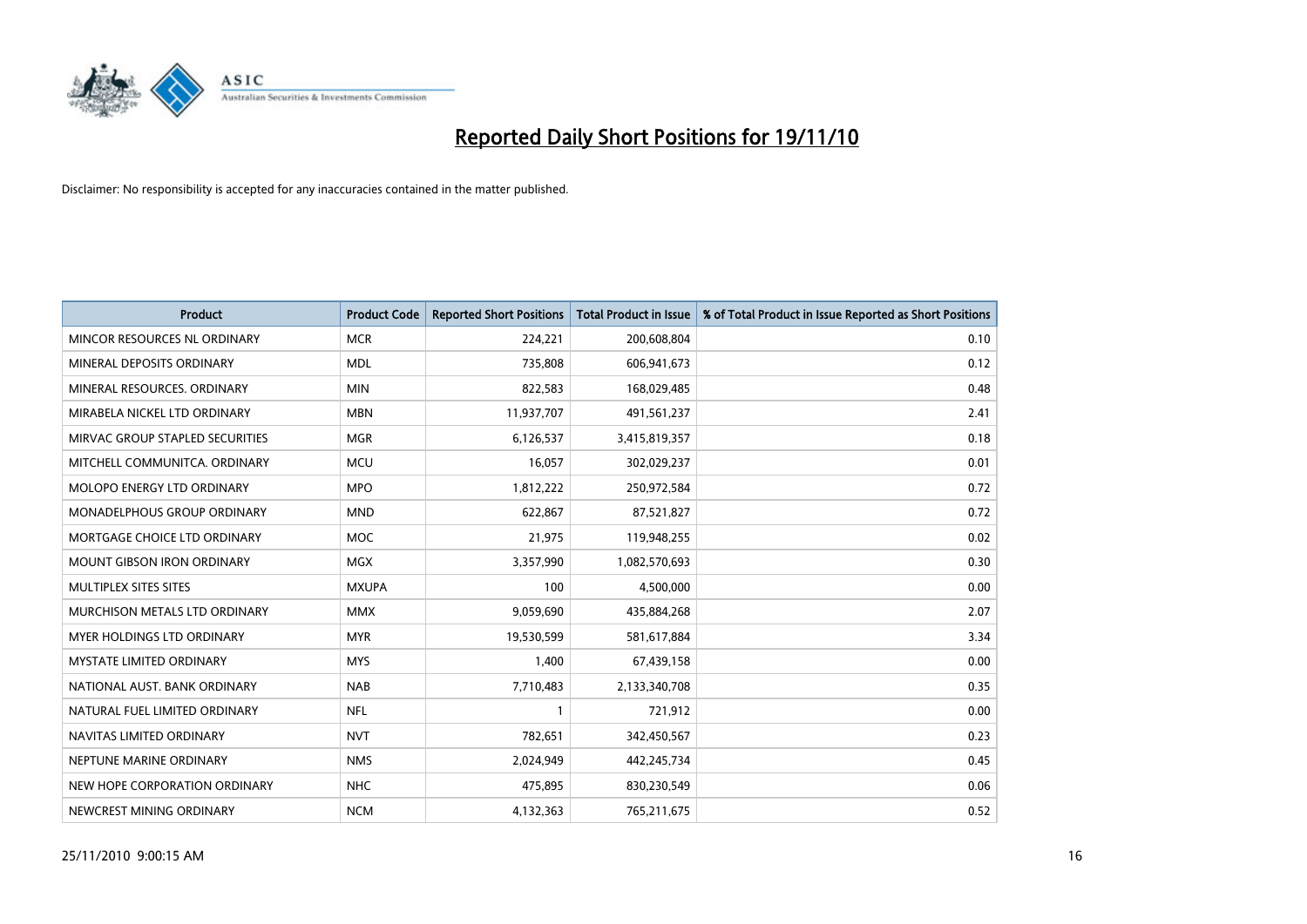# Reported Daily Short Positions for 19/11/10

Disclaimer: No responsibility is accepted for any inaccuracies contained in the matter published.

| Product | Product Code | Reported Short Positions | Total Product in Issue | % of Total Product in Issue Reported as Short Positions |
|---|---|---|---|---|
| MINCOR RESOURCES NL ORDINARY | MCR | 224,221 | 200,608,804 | 0.10 |
| MINERAL DEPOSITS ORDINARY | MDL | 735,808 | 606,941,673 | 0.12 |
| MINERAL RESOURCES. ORDINARY | MIN | 822,583 | 168,029,485 | 0.48 |
| MIRABELA NICKEL LTD ORDINARY | MBN | 11,937,707 | 491,561,237 | 2.41 |
| MIRVAC GROUP STAPLED SECURITIES | MGR | 6,126,537 | 3,415,819,357 | 0.18 |
| MITCHELL COMMUNITCA. ORDINARY | MCU | 16,057 | 302,029,237 | 0.01 |
| MOLOPO ENERGY LTD ORDINARY | MPO | 1,812,222 | 250,972,584 | 0.72 |
| MONADELPHOUS GROUP ORDINARY | MND | 622,867 | 87,521,827 | 0.72 |
| MORTGAGE CHOICE LTD ORDINARY | MOC | 21,975 | 119,948,255 | 0.02 |
| MOUNT GIBSON IRON ORDINARY | MGX | 3,357,990 | 1,082,570,693 | 0.30 |
| MULTIPLEX SITES SITES | MXUPA | 100 | 4,500,000 | 0.00 |
| MURCHISON METALS LTD ORDINARY | MMX | 9,059,690 | 435,884,268 | 2.07 |
| MYER HOLDINGS LTD ORDINARY | MYR | 19,530,599 | 581,617,884 | 3.34 |
| MYSTATE LIMITED ORDINARY | MYS | 1,400 | 67,439,158 | 0.00 |
| NATIONAL AUST. BANK ORDINARY | NAB | 7,710,483 | 2,133,340,708 | 0.35 |
| NATURAL FUEL LIMITED ORDINARY | NFL | 1 | 721,912 | 0.00 |
| NAVITAS LIMITED ORDINARY | NVT | 782,651 | 342,450,567 | 0.23 |
| NEPTUNE MARINE ORDINARY | NMS | 2,024,949 | 442,245,734 | 0.45 |
| NEW HOPE CORPORATION ORDINARY | NHC | 475,895 | 830,230,549 | 0.06 |
| NEWCREST MINING ORDINARY | NCM | 4,132,363 | 765,211,675 | 0.52 |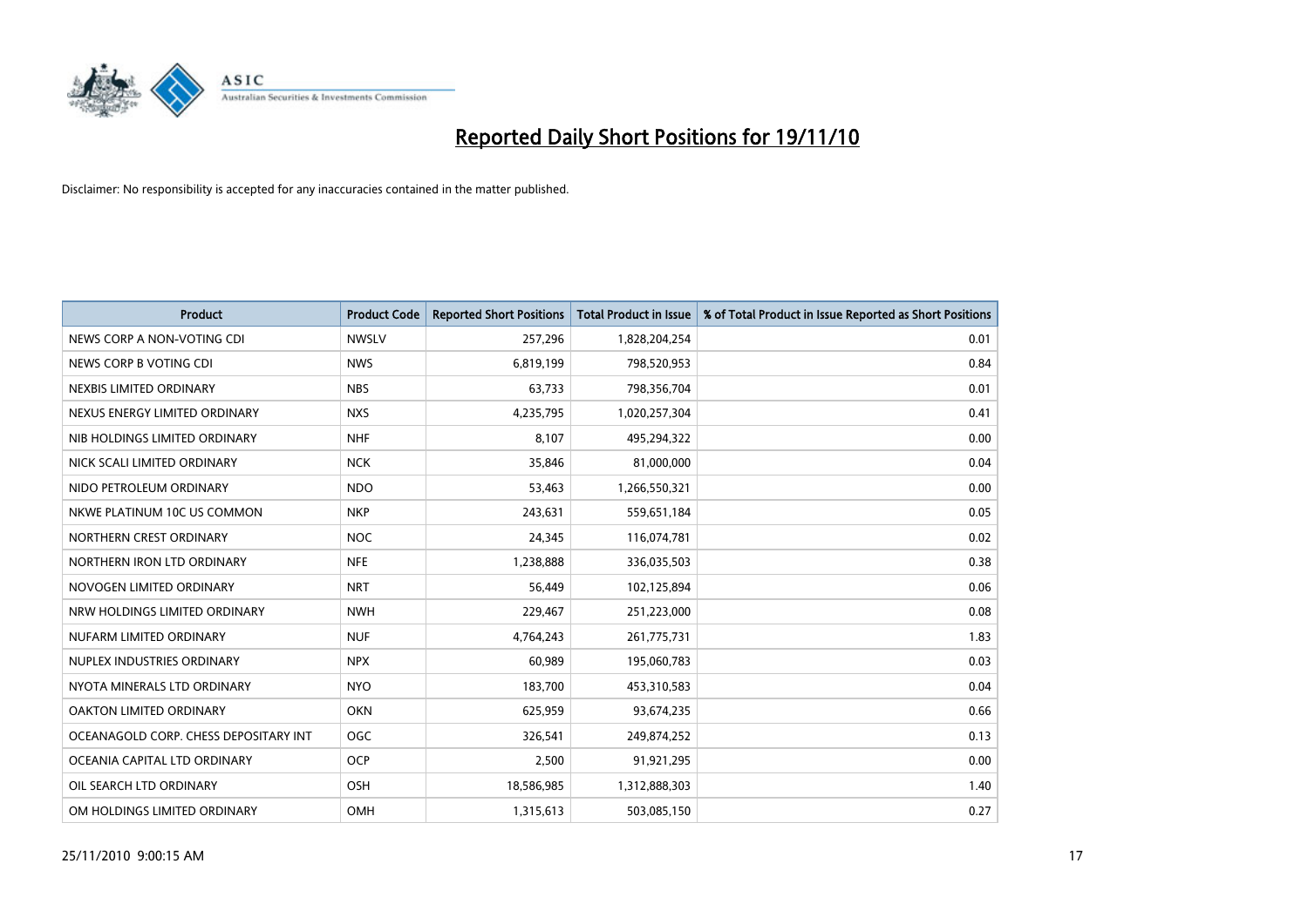# Reported Daily Short Positions for 19/11/10

Disclaimer: No responsibility is accepted for any inaccuracies contained in the matter published.

| Product | Product Code | Reported Short Positions | Total Product in Issue | % of Total Product in Issue Reported as Short Positions |
|---|---|---|---|---|
| NEWS CORP A NON-VOTING CDI | NWSLV | 257,296 | 1,828,204,254 | 0.01 |
| NEWS CORP B VOTING CDI | NWS | 6,819,199 | 798,520,953 | 0.84 |
| NEXBIS LIMITED ORDINARY | NBS | 63,733 | 798,356,704 | 0.01 |
| NEXUS ENERGY LIMITED ORDINARY | NXS | 4,235,795 | 1,020,257,304 | 0.41 |
| NIB HOLDINGS LIMITED ORDINARY | NHF | 8,107 | 495,294,322 | 0.00 |
| NICK SCALI LIMITED ORDINARY | NCK | 35,846 | 81,000,000 | 0.04 |
| NIDO PETROLEUM ORDINARY | NDO | 53,463 | 1,266,550,321 | 0.00 |
| NKWE PLATINUM 10C US COMMON | NKP | 243,631 | 559,651,184 | 0.05 |
| NORTHERN CREST ORDINARY | NOC | 24,345 | 116,074,781 | 0.02 |
| NORTHERN IRON LTD ORDINARY | NFE | 1,238,888 | 336,035,503 | 0.38 |
| NOVOGEN LIMITED ORDINARY | NRT | 56,449 | 102,125,894 | 0.06 |
| NRW HOLDINGS LIMITED ORDINARY | NWH | 229,467 | 251,223,000 | 0.08 |
| NUFARM LIMITED ORDINARY | NUF | 4,764,243 | 261,775,731 | 1.83 |
| NUPLEX INDUSTRIES ORDINARY | NPX | 60,989 | 195,060,783 | 0.03 |
| NYOTA MINERALS LTD ORDINARY | NYO | 183,700 | 453,310,583 | 0.04 |
| OAKTON LIMITED ORDINARY | OKN | 625,959 | 93,674,235 | 0.66 |
| OCEANAGOLD CORP. CHESS DEPOSITARY INT | OGC | 326,541 | 249,874,252 | 0.13 |
| OCEANIA CAPITAL LTD ORDINARY | OCP | 2,500 | 91,921,295 | 0.00 |
| OIL SEARCH LTD ORDINARY | OSH | 18,586,985 | 1,312,888,303 | 1.40 |
| OM HOLDINGS LIMITED ORDINARY | OMH | 1,315,613 | 503,085,150 | 0.27 |

25/11/2010 9:00:15 AM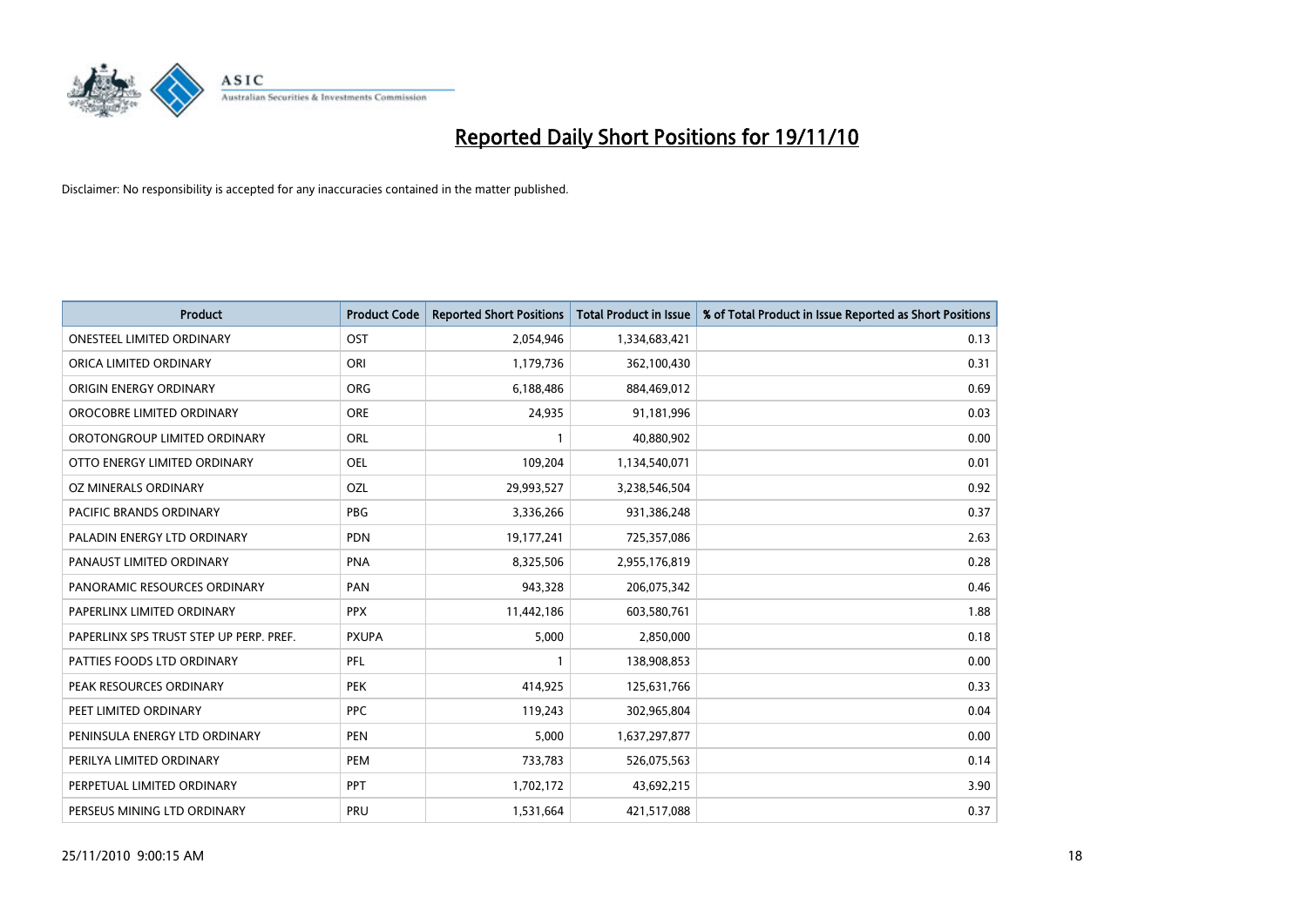# Reported Daily Short Positions for 19/11/10

Disclaimer: No responsibility is accepted for any inaccuracies contained in the matter published.

| Product | Product Code | Reported Short Positions | Total Product in Issue | % of Total Product in Issue Reported as Short Positions |
|---|---|---|---|---|
| ONESTEEL LIMITED ORDINARY | OST | 2,054,946 | 1,334,683,421 | 0.13 |
| ORICA LIMITED ORDINARY | ORI | 1,179,736 | 362,100,430 | 0.31 |
| ORIGIN ENERGY ORDINARY | ORG | 6,188,486 | 884,469,012 | 0.69 |
| OROCOBRE LIMITED ORDINARY | ORE | 24,935 | 91,181,996 | 0.03 |
| OROTONGROUP LIMITED ORDINARY | ORL | 1 | 40,880,902 | 0.00 |
| OTTO ENERGY LIMITED ORDINARY | OEL | 109,204 | 1,134,540,071 | 0.01 |
| OZ MINERALS ORDINARY | OZL | 29,993,527 | 3,238,546,504 | 0.92 |
| PACIFIC BRANDS ORDINARY | PBG | 3,336,266 | 931,386,248 | 0.37 |
| PALADIN ENERGY LTD ORDINARY | PDN | 19,177,241 | 725,357,086 | 2.63 |
| PANAUST LIMITED ORDINARY | PNA | 8,325,506 | 2,955,176,819 | 0.28 |
| PANORAMIC RESOURCES ORDINARY | PAN | 943,328 | 206,075,342 | 0.46 |
| PAPERLINX LIMITED ORDINARY | PPX | 11,442,186 | 603,580,761 | 1.88 |
| PAPERLINX SPS TRUST STEP UP PERP. PREF. | PXUPA | 5,000 | 2,850,000 | 0.18 |
| PATTIES FOODS LTD ORDINARY | PFL | 1 | 138,908,853 | 0.00 |
| PEAK RESOURCES ORDINARY | PEK | 414,925 | 125,631,766 | 0.33 |
| PEET LIMITED ORDINARY | PPC | 119,243 | 302,965,804 | 0.04 |
| PENINSULA ENERGY LTD ORDINARY | PEN | 5,000 | 1,637,297,877 | 0.00 |
| PERILYA LIMITED ORDINARY | PEM | 733,783 | 526,075,563 | 0.14 |
| PERPETUAL LIMITED ORDINARY | PPT | 1,702,172 | 43,692,215 | 3.90 |
| PERSEUS MINING LTD ORDINARY | PRU | 1,531,664 | 421,517,088 | 0.37 |

25/11/2010 9:00:15 AM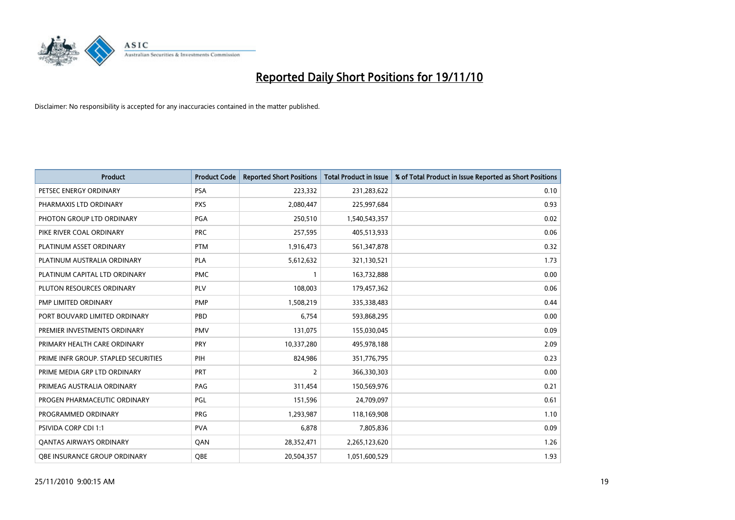# Reported Daily Short Positions for 19/11/10

Disclaimer: No responsibility is accepted for any inaccuracies contained in the matter published.

| Product | Product Code | Reported Short Positions | Total Product in Issue | % of Total Product in Issue Reported as Short Positions |
|---|---|---|---|---|
| PETSEC ENERGY ORDINARY | PSA | 223,332 | 231,283,622 | 0.10 |
| PHARMAXIS LTD ORDINARY | PXS | 2,080,447 | 225,997,684 | 0.93 |
| PHOTON GROUP LTD ORDINARY | PGA | 250,510 | 1,540,543,357 | 0.02 |
| PIKE RIVER COAL ORDINARY | PRC | 257,595 | 405,513,933 | 0.06 |
| PLATINUM ASSET ORDINARY | PTM | 1,916,473 | 561,347,878 | 0.32 |
| PLATINUM AUSTRALIA ORDINARY | PLA | 5,612,632 | 321,130,521 | 1.73 |
| PLATINUM CAPITAL LTD ORDINARY | PMC | 1 | 163,732,888 | 0.00 |
| PLUTON RESOURCES ORDINARY | PLV | 108,003 | 179,457,362 | 0.06 |
| PMP LIMITED ORDINARY | PMP | 1,508,219 | 335,338,483 | 0.44 |
| PORT BOUVARD LIMITED ORDINARY | PBD | 6,754 | 593,868,295 | 0.00 |
| PREMIER INVESTMENTS ORDINARY | PMV | 131,075 | 155,030,045 | 0.09 |
| PRIMARY HEALTH CARE ORDINARY | PRY | 10,337,280 | 495,978,188 | 2.09 |
| PRIME INFR GROUP. STAPLED SECURITIES | PIH | 824,986 | 351,776,795 | 0.23 |
| PRIME MEDIA GRP LTD ORDINARY | PRT | 2 | 366,330,303 | 0.00 |
| PRIMEAG AUSTRALIA ORDINARY | PAG | 311,454 | 150,569,976 | 0.21 |
| PROGEN PHARMACEUTIC ORDINARY | PGL | 151,596 | 24,709,097 | 0.61 |
| PROGRAMMED ORDINARY | PRG | 1,293,987 | 118,169,908 | 1.10 |
| PSIVIDA CORP CDI 1:1 | PVA | 6,878 | 7,805,836 | 0.09 |
| QANTAS AIRWAYS ORDINARY | QAN | 28,352,471 | 2,265,123,620 | 1.26 |
| QBE INSURANCE GROUP ORDINARY | QBE | 20,504,357 | 1,051,600,529 | 1.93 |

25/11/2010 9:00:15 AM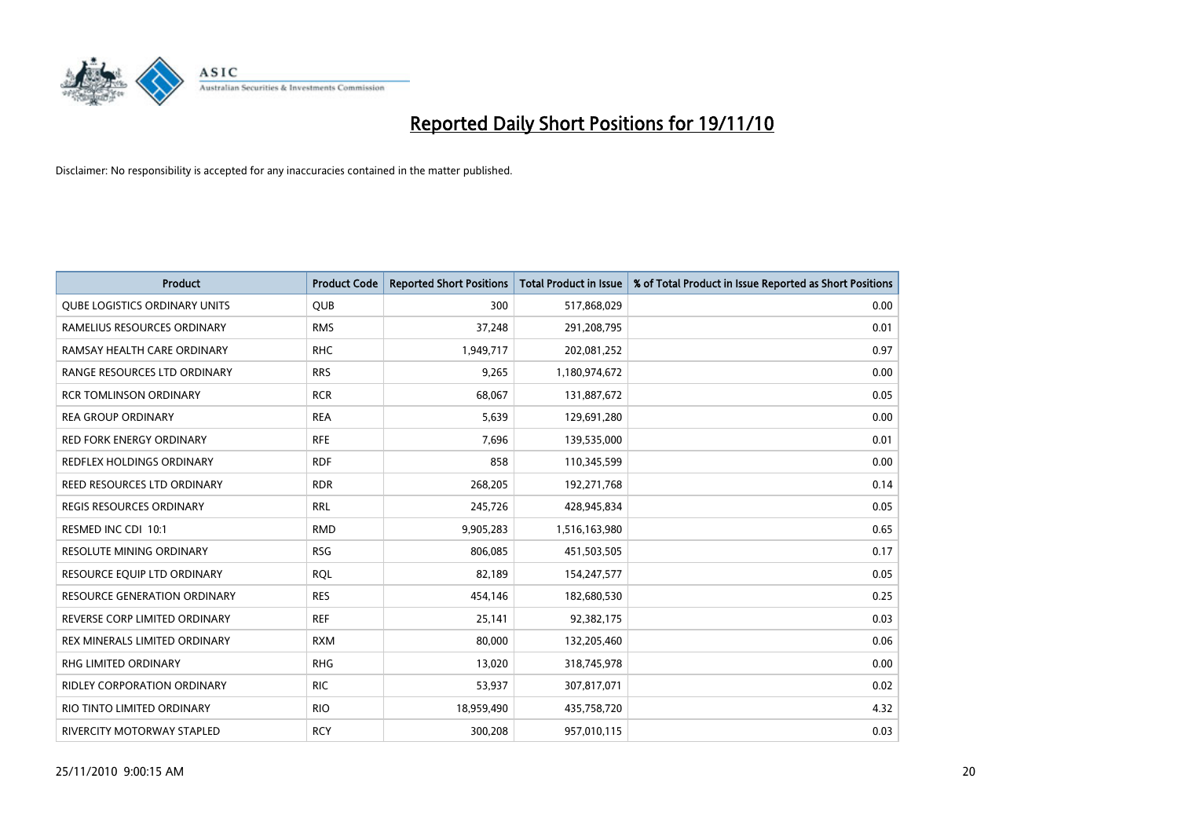# Reported Daily Short Positions for 19/11/10

Disclaimer: No responsibility is accepted for any inaccuracies contained in the matter published.

| Product | Product Code | Reported Short Positions | Total Product in Issue | % of Total Product in Issue Reported as Short Positions |
|---|---|---|---|---|
| QUBE LOGISTICS ORDINARY UNITS | QUB | 300 | 517,868,029 | 0.00 |
| RAMELIUS RESOURCES ORDINARY | RMS | 37,248 | 291,208,795 | 0.01 |
| RAMSAY HEALTH CARE ORDINARY | RHC | 1,949,717 | 202,081,252 | 0.97 |
| RANGE RESOURCES LTD ORDINARY | RRS | 9,265 | 1,180,974,672 | 0.00 |
| RCR TOMLINSON ORDINARY | RCR | 68,067 | 131,887,672 | 0.05 |
| REA GROUP ORDINARY | REA | 5,639 | 129,691,280 | 0.00 |
| RED FORK ENERGY ORDINARY | RFE | 7,696 | 139,535,000 | 0.01 |
| REDFLEX HOLDINGS ORDINARY | RDF | 858 | 110,345,599 | 0.00 |
| REED RESOURCES LTD ORDINARY | RDR | 268,205 | 192,271,768 | 0.14 |
| REGIS RESOURCES ORDINARY | RRL | 245,726 | 428,945,834 | 0.05 |
| RESMED INC CDI 10:1 | RMD | 9,905,283 | 1,516,163,980 | 0.65 |
| RESOLUTE MINING ORDINARY | RSG | 806,085 | 451,503,505 | 0.17 |
| RESOURCE EQUIP LTD ORDINARY | RQL | 82,189 | 154,247,577 | 0.05 |
| RESOURCE GENERATION ORDINARY | RES | 454,146 | 182,680,530 | 0.25 |
| REVERSE CORP LIMITED ORDINARY | REF | 25,141 | 92,382,175 | 0.03 |
| REX MINERALS LIMITED ORDINARY | RXM | 80,000 | 132,205,460 | 0.06 |
| RHG LIMITED ORDINARY | RHG | 13,020 | 318,745,978 | 0.00 |
| RIDLEY CORPORATION ORDINARY | RIC | 53,937 | 307,817,071 | 0.02 |
| RIO TINTO LIMITED ORDINARY | RIO | 18,959,490 | 435,758,720 | 4.32 |
| RIVERCITY MOTORWAY STAPLED | RCY | 300,208 | 957,010,115 | 0.03 |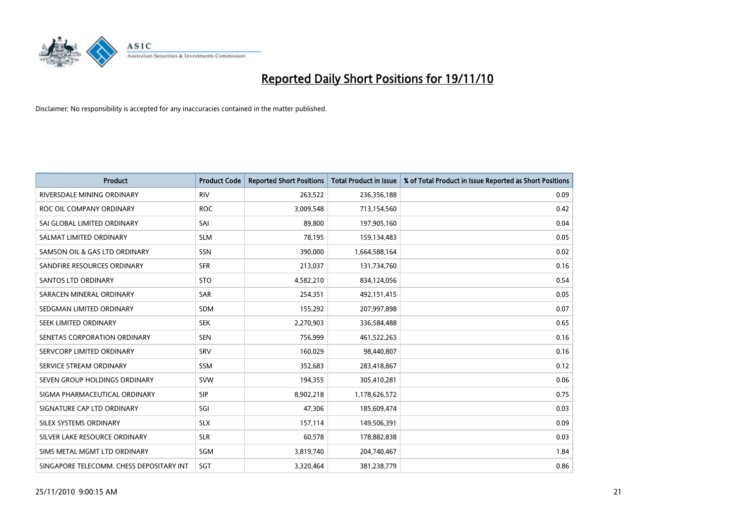# Reported Daily Short Positions for 19/11/10

Disclaimer: No responsibility is accepted for any inaccuracies contained in the matter published.

| Product | Product Code | Reported Short Positions | Total Product in Issue | % of Total Product in Issue Reported as Short Positions |
|---|---|---|---|---|
| RIVERSDALE MINING ORDINARY | RIV | 263,522 | 236,356,188 | 0.09 |
| ROC OIL COMPANY ORDINARY | ROC | 3,009,548 | 713,154,560 | 0.42 |
| SAI GLOBAL LIMITED ORDINARY | SAI | 89,800 | 197,905,160 | 0.04 |
| SALMAT LIMITED ORDINARY | SLM | 78,195 | 159,134,483 | 0.05 |
| SAMSON OIL & GAS LTD ORDINARY | SSN | 390,000 | 1,664,588,164 | 0.02 |
| SANDFIRE RESOURCES ORDINARY | SFR | 213,037 | 131,734,760 | 0.16 |
| SANTOS LTD ORDINARY | STO | 4,582,210 | 834,124,056 | 0.54 |
| SARACEN MINERAL ORDINARY | SAR | 254,351 | 492,151,415 | 0.05 |
| SEDGMAN LIMITED ORDINARY | SDM | 155,292 | 207,997,898 | 0.07 |
| SEEK LIMITED ORDINARY | SEK | 2,270,903 | 336,584,488 | 0.65 |
| SENETAS CORPORATION ORDINARY | SEN | 756,999 | 461,522,263 | 0.16 |
| SERVCORP LIMITED ORDINARY | SRV | 160,029 | 98,440,807 | 0.16 |
| SERVICE STREAM ORDINARY | SSM | 352,683 | 283,418,867 | 0.12 |
| SEVEN GROUP HOLDINGS ORDINARY | SVW | 194,355 | 305,410,281 | 0.06 |
| SIGMA PHARMACEUTICAL ORDINARY | SIP | 8,902,218 | 1,178,626,572 | 0.75 |
| SIGNATURE CAP LTD ORDINARY | SGI | 47,306 | 185,609,474 | 0.03 |
| SILEX SYSTEMS ORDINARY | SLX | 157,114 | 149,506,391 | 0.09 |
| SILVER LAKE RESOURCE ORDINARY | SLR | 60,578 | 178,882,838 | 0.03 |
| SIMS METAL MGMT LTD ORDINARY | SGM | 3,819,740 | 204,740,467 | 1.84 |
| SINGAPORE TELECOMM. CHESS DEPOSITARY INT | SGT | 3,320,464 | 381,238,779 | 0.86 |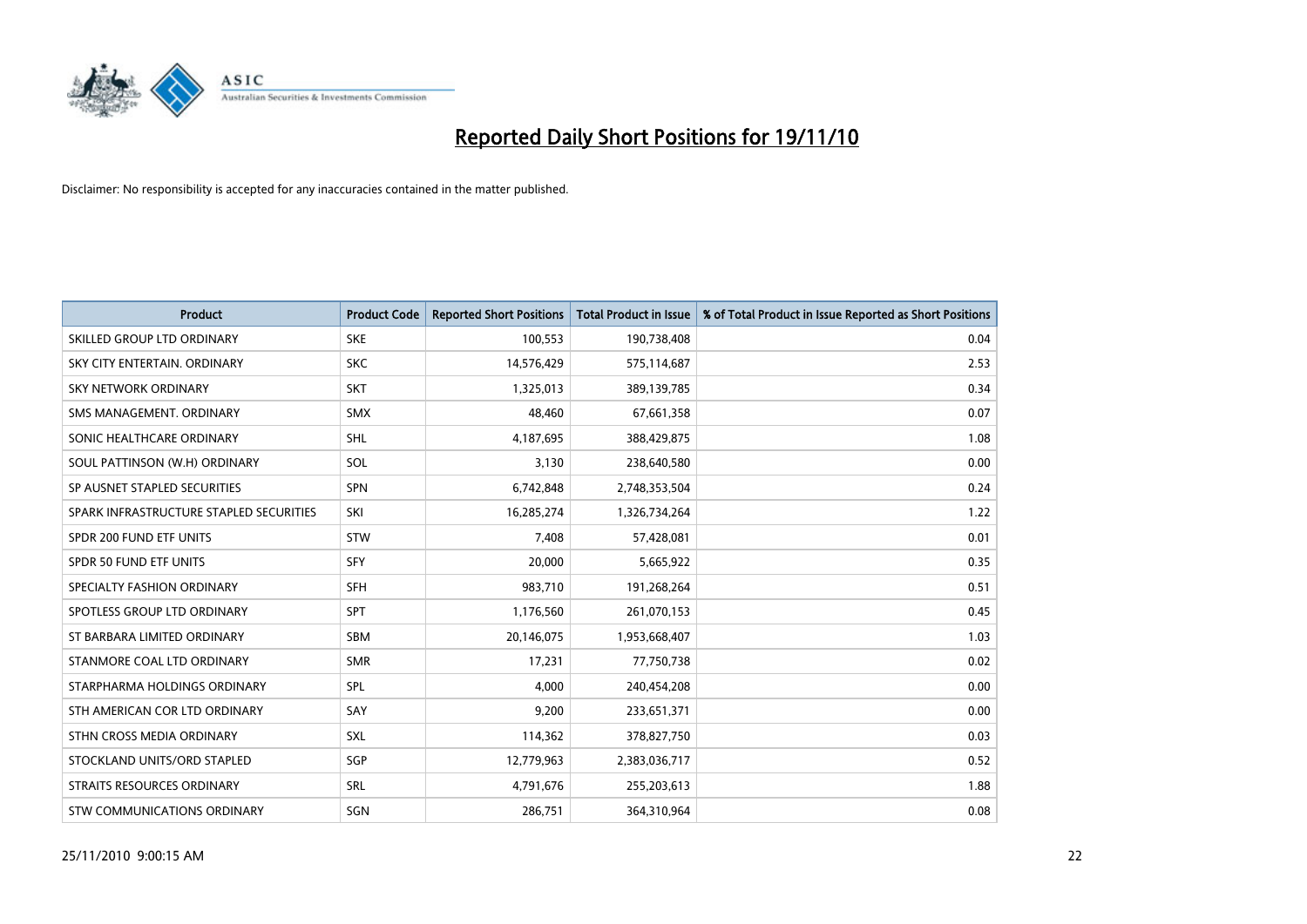# Reported Daily Short Positions for 19/11/10

Disclaimer: No responsibility is accepted for any inaccuracies contained in the matter published.

| Product | Product Code | Reported Short Positions | Total Product in Issue | % of Total Product in Issue Reported as Short Positions |
|---|---|---|---|---|
| SKILLED GROUP LTD ORDINARY | SKE | 100,553 | 190,738,408 | 0.04 |
| SKY CITY ENTERTAIN. ORDINARY | SKC | 14,576,429 | 575,114,687 | 2.53 |
| SKY NETWORK ORDINARY | SKT | 1,325,013 | 389,139,785 | 0.34 |
| SMS MANAGEMENT. ORDINARY | SMX | 48,460 | 67,661,358 | 0.07 |
| SONIC HEALTHCARE ORDINARY | SHL | 4,187,695 | 388,429,875 | 1.08 |
| SOUL PATTINSON (W.H) ORDINARY | SOL | 3,130 | 238,640,580 | 0.00 |
| SP AUSNET STAPLED SECURITIES | SPN | 6,742,848 | 2,748,353,504 | 0.24 |
| SPARK INFRASTRUCTURE STAPLED SECURITIES | SKI | 16,285,274 | 1,326,734,264 | 1.22 |
| SPDR 200 FUND ETF UNITS | STW | 7,408 | 57,428,081 | 0.01 |
| SPDR 50 FUND ETF UNITS | SFY | 20,000 | 5,665,922 | 0.35 |
| SPECIALTY FASHION ORDINARY | SFH | 983,710 | 191,268,264 | 0.51 |
| SPOTLESS GROUP LTD ORDINARY | SPT | 1,176,560 | 261,070,153 | 0.45 |
| ST BARBARA LIMITED ORDINARY | SBM | 20,146,075 | 1,953,668,407 | 1.03 |
| STANMORE COAL LTD ORDINARY | SMR | 17,231 | 77,750,738 | 0.02 |
| STARPHARMA HOLDINGS ORDINARY | SPL | 4,000 | 240,454,208 | 0.00 |
| STH AMERICAN COR LTD ORDINARY | SAY | 9,200 | 233,651,371 | 0.00 |
| STHN CROSS MEDIA ORDINARY | SXL | 114,362 | 378,827,750 | 0.03 |
| STOCKLAND UNITS/ORD STAPLED | SGP | 12,779,963 | 2,383,036,717 | 0.52 |
| STRAITS RESOURCES ORDINARY | SRL | 4,791,676 | 255,203,613 | 1.88 |
| STW COMMUNICATIONS ORDINARY | SGN | 286,751 | 364,310,964 | 0.08 |

25/11/2010 9:00:15 AM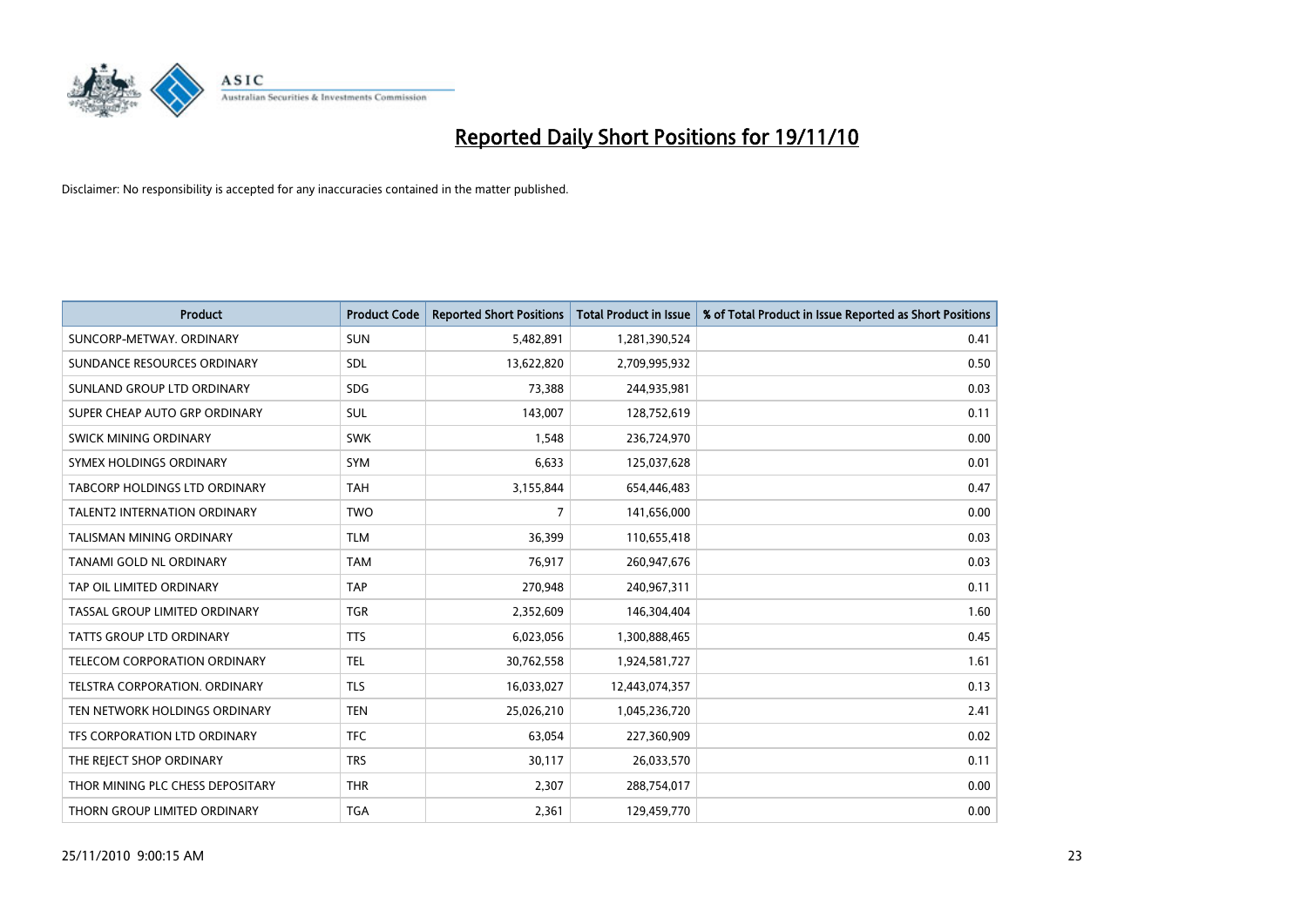# Reported Daily Short Positions for 19/11/10

Disclaimer: No responsibility is accepted for any inaccuracies contained in the matter published.

| Product | Product Code | Reported Short Positions | Total Product in Issue | % of Total Product in Issue Reported as Short Positions |
|---|---|---|---|---|
| SUNCORP-METWAY. ORDINARY | SUN | 5,482,891 | 1,281,390,524 | 0.41 |
| SUNDANCE RESOURCES ORDINARY | SDL | 13,622,820 | 2,709,995,932 | 0.50 |
| SUNLAND GROUP LTD ORDINARY | SDG | 73,388 | 244,935,981 | 0.03 |
| SUPER CHEAP AUTO GRP ORDINARY | SUL | 143,007 | 128,752,619 | 0.11 |
| SWICK MINING ORDINARY | SWK | 1,548 | 236,724,970 | 0.00 |
| SYMEX HOLDINGS ORDINARY | SYM | 6,633 | 125,037,628 | 0.01 |
| TABCORP HOLDINGS LTD ORDINARY | TAH | 3,155,844 | 654,446,483 | 0.47 |
| TALENT2 INTERNATION ORDINARY | TWO | 7 | 141,656,000 | 0.00 |
| TALISMAN MINING ORDINARY | TLM | 36,399 | 110,655,418 | 0.03 |
| TANAMI GOLD NL ORDINARY | TAM | 76,917 | 260,947,676 | 0.03 |
| TAP OIL LIMITED ORDINARY | TAP | 270,948 | 240,967,311 | 0.11 |
| TASSAL GROUP LIMITED ORDINARY | TGR | 2,352,609 | 146,304,404 | 1.60 |
| TATTS GROUP LTD ORDINARY | TTS | 6,023,056 | 1,300,888,465 | 0.45 |
| TELECOM CORPORATION ORDINARY | TEL | 30,762,558 | 1,924,581,727 | 1.61 |
| TELSTRA CORPORATION. ORDINARY | TLS | 16,033,027 | 12,443,074,357 | 0.13 |
| TEN NETWORK HOLDINGS ORDINARY | TEN | 25,026,210 | 1,045,236,720 | 2.41 |
| TFS CORPORATION LTD ORDINARY | TFC | 63,054 | 227,360,909 | 0.02 |
| THE REJECT SHOP ORDINARY | TRS | 30,117 | 26,033,570 | 0.11 |
| THOR MINING PLC CHESS DEPOSITARY | THR | 2,307 | 288,754,017 | 0.00 |
| THORN GROUP LIMITED ORDINARY | TGA | 2,361 | 129,459,770 | 0.00 |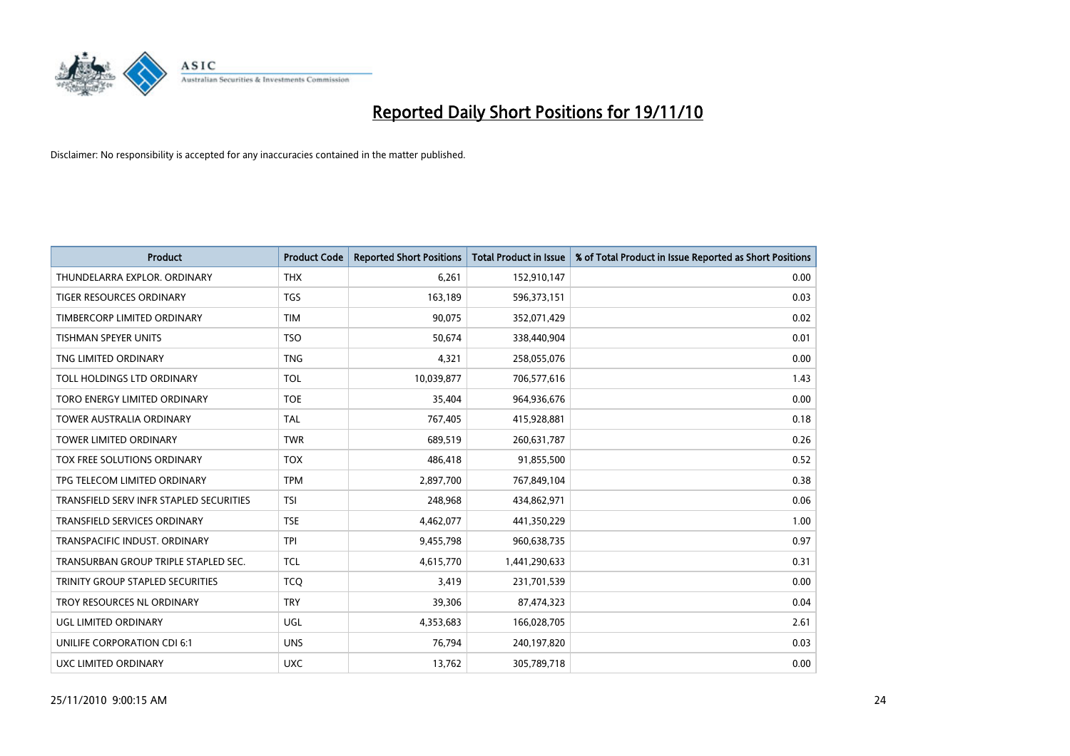# Reported Daily Short Positions for 19/11/10

Disclaimer: No responsibility is accepted for any inaccuracies contained in the matter published.

| Product | Product Code | Reported Short Positions | Total Product in Issue | % of Total Product in Issue Reported as Short Positions |
|---|---|---|---|---|
| THUNDELARRA EXPLOR. ORDINARY | THX | 6,261 | 152,910,147 | 0.00 |
| TIGER RESOURCES ORDINARY | TGS | 163,189 | 596,373,151 | 0.03 |
| TIMBERCORP LIMITED ORDINARY | TIM | 90,075 | 352,071,429 | 0.02 |
| TISHMAN SPEYER UNITS | TSO | 50,674 | 338,440,904 | 0.01 |
| TNG LIMITED ORDINARY | TNG | 4,321 | 258,055,076 | 0.00 |
| TOLL HOLDINGS LTD ORDINARY | TOL | 10,039,877 | 706,577,616 | 1.43 |
| TORO ENERGY LIMITED ORDINARY | TOE | 35,404 | 964,936,676 | 0.00 |
| TOWER AUSTRALIA ORDINARY | TAL | 767,405 | 415,928,881 | 0.18 |
| TOWER LIMITED ORDINARY | TWR | 689,519 | 260,631,787 | 0.26 |
| TOX FREE SOLUTIONS ORDINARY | TOX | 486,418 | 91,855,500 | 0.52 |
| TPG TELECOM LIMITED ORDINARY | TPM | 2,897,700 | 767,849,104 | 0.38 |
| TRANSFIELD SERV INFR STAPLED SECURITIES | TSI | 248,968 | 434,862,971 | 0.06 |
| TRANSFIELD SERVICES ORDINARY | TSE | 4,462,077 | 441,350,229 | 1.00 |
| TRANSPACIFIC INDUST. ORDINARY | TPI | 9,455,798 | 960,638,735 | 0.97 |
| TRANSURBAN GROUP TRIPLE STAPLED SEC. | TCL | 4,615,770 | 1,441,290,633 | 0.31 |
| TRINITY GROUP STAPLED SECURITIES | TCQ | 3,419 | 231,701,539 | 0.00 |
| TROY RESOURCES NL ORDINARY | TRY | 39,306 | 87,474,323 | 0.04 |
| UGL LIMITED ORDINARY | UGL | 4,353,683 | 166,028,705 | 2.61 |
| UNILIFE CORPORATION CDI 6:1 | UNS | 76,794 | 240,197,820 | 0.03 |
| UXC LIMITED ORDINARY | UXC | 13,762 | 305,789,718 | 0.00 |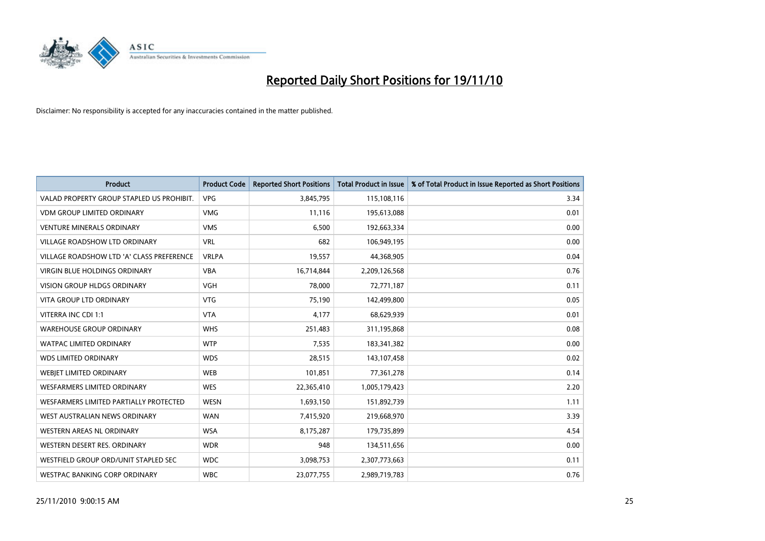# Reported Daily Short Positions for 19/11/10

Disclaimer: No responsibility is accepted for any inaccuracies contained in the matter published.

| Product | Product Code | Reported Short Positions | Total Product in Issue | % of Total Product in Issue Reported as Short Positions |
|---|---|---|---|---|
| VALAD PROPERTY GROUP STAPLED US PROHIBIT. | VPG | 3,845,795 | 115,108,116 | 3.34 |
| VDM GROUP LIMITED ORDINARY | VMG | 11,116 | 195,613,088 | 0.01 |
| VENTURE MINERALS ORDINARY | VMS | 6,500 | 192,663,334 | 0.00 |
| VILLAGE ROADSHOW LTD ORDINARY | VRL | 682 | 106,949,195 | 0.00 |
| VILLAGE ROADSHOW LTD 'A' CLASS PREFERENCE | VRLPA | 19,557 | 44,368,905 | 0.04 |
| VIRGIN BLUE HOLDINGS ORDINARY | VBA | 16,714,844 | 2,209,126,568 | 0.76 |
| VISION GROUP HLDGS ORDINARY | VGH | 78,000 | 72,771,187 | 0.11 |
| VITA GROUP LTD ORDINARY | VTG | 75,190 | 142,499,800 | 0.05 |
| VITERRA INC CDI 1:1 | VTA | 4,177 | 68,629,939 | 0.01 |
| WAREHOUSE GROUP ORDINARY | WHS | 251,483 | 311,195,868 | 0.08 |
| WATPAC LIMITED ORDINARY | WTP | 7,535 | 183,341,382 | 0.00 |
| WDS LIMITED ORDINARY | WDS | 28,515 | 143,107,458 | 0.02 |
| WEBJET LIMITED ORDINARY | WEB | 101,851 | 77,361,278 | 0.14 |
| WESFARMERS LIMITED ORDINARY | WES | 22,365,410 | 1,005,179,423 | 2.20 |
| WESFARMERS LIMITED PARTIALLY PROTECTED | WESN | 1,693,150 | 151,892,739 | 1.11 |
| WEST AUSTRALIAN NEWS ORDINARY | WAN | 7,415,920 | 219,668,970 | 3.39 |
| WESTERN AREAS NL ORDINARY | WSA | 8,175,287 | 179,735,899 | 4.54 |
| WESTERN DESERT RES. ORDINARY | WDR | 948 | 134,511,656 | 0.00 |
| WESTFIELD GROUP ORD/UNIT STAPLED SEC | WDC | 3,098,753 | 2,307,773,663 | 0.11 |
| WESTPAC BANKING CORP ORDINARY | WBC | 23,077,755 | 2,989,719,783 | 0.76 |

25/11/2010 9:00:15 AM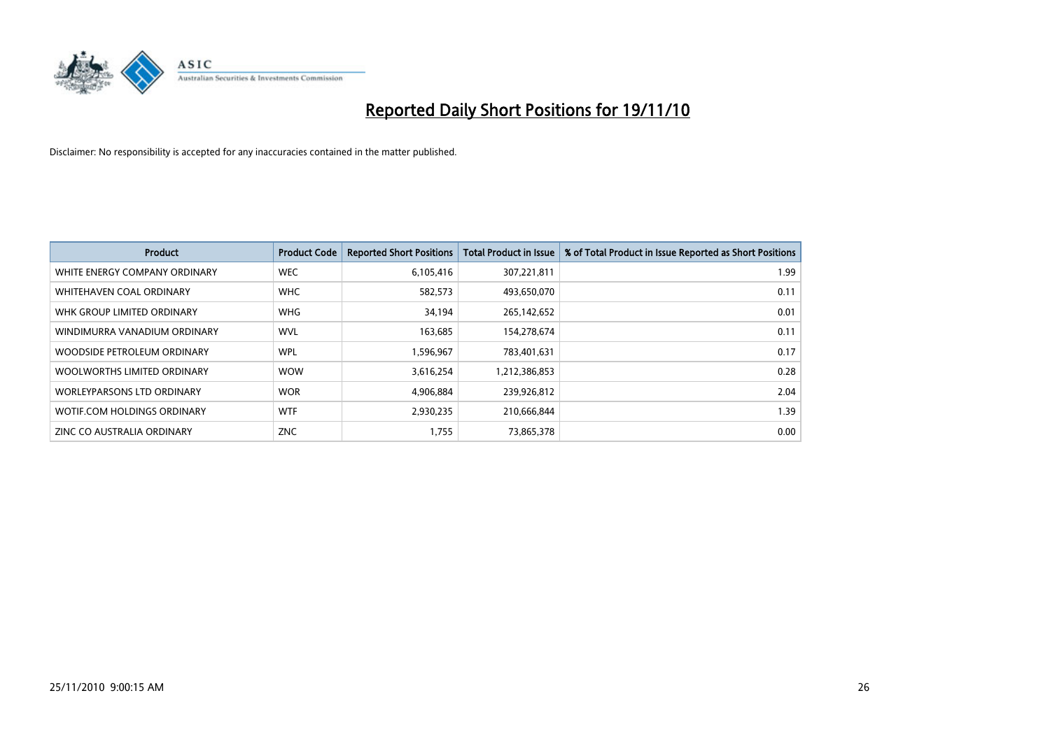# Reported Daily Short Positions for 19/11/10

Disclaimer: No responsibility is accepted for any inaccuracies contained in the matter published.

| Product | Product Code | Reported Short Positions | Total Product in Issue | % of Total Product in Issue Reported as Short Positions |
|---|---|---|---|---|
| WHITE ENERGY COMPANY ORDINARY | WEC | 6,105,416 | 307,221,811 | 1.99 |
| WHITEHAVEN COAL ORDINARY | WHC | 582,573 | 493,650,070 | 0.11 |
| WHK GROUP LIMITED ORDINARY | WHG | 34,194 | 265,142,652 | 0.01 |
| WINDIMURRA VANADIUM ORDINARY | WVL | 163,685 | 154,278,674 | 0.11 |
| WOODSIDE PETROLEUM ORDINARY | WPL | 1,596,967 | 783,401,631 | 0.17 |
| WOOLWORTHS LIMITED ORDINARY | WOW | 3,616,254 | 1,212,386,853 | 0.28 |
| WORLEYPARSONS LTD ORDINARY | WOR | 4,906,884 | 239,926,812 | 2.04 |
| WOTIF.COM HOLDINGS ORDINARY | WTF | 2,930,235 | 210,666,844 | 1.39 |
| ZINC CO AUSTRALIA ORDINARY | ZNC | 1,755 | 73,865,378 | 0.00 |

25/11/2010 9:00:15 AM